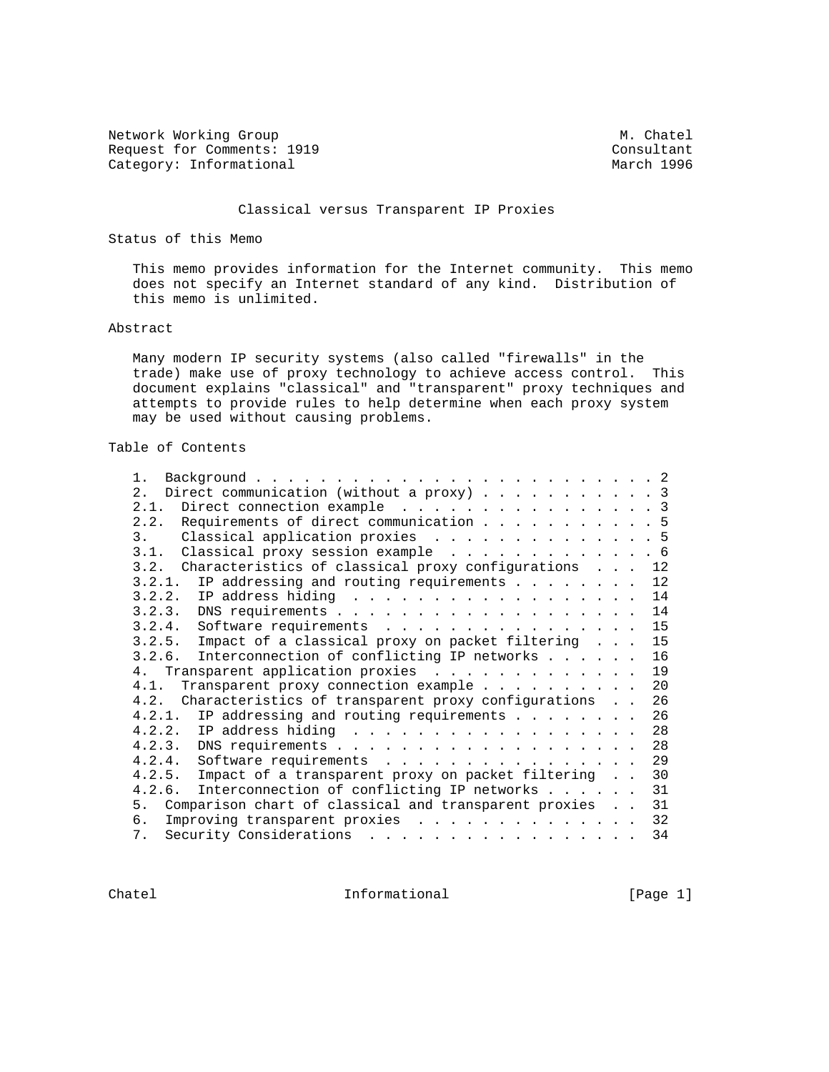Network Working Group M. Chatel
Request for Comments: 1919 Consultant
Category: Informational March 1996

# Classical versus Transparent IP Proxies

## Status of this Memo

This memo provides information for the Internet community. This memo does not specify an Internet standard of any kind. Distribution of this memo is unlimited.

## Abstract

Many modern IP security systems (also called "firewalls" in the trade) make use of proxy technology to achieve access control. This document explains "classical" and "transparent" proxy techniques and attempts to provide rules to help determine when each proxy system may be used without causing problems.

## Table of Contents

```
1.  Background . . . . . . . . . . . . . . . . . . . . . . . . . 2
2.  Direct communication (without a proxy) . . . . . . . . . . . 3
2.1.  Direct connection example  . . . . . . . . . . . . . . . . 3
2.2.  Requirements of direct communication . . . . . . . . . . . 5
3.    Classical application proxies  . . . . . . . . . . . . . . 5
3.1.  Classical proxy session example  . . . . . . . . . . . . . 6
3.2.  Characteristics of classical proxy configurations  . . .  12
3.2.1.  IP addressing and routing requirements . . . . . . . .  12
3.2.2.  IP address hiding  . . . . . . . . . . . . . . . . . .  14
3.2.3.  DNS requirements . . . . . . . . . . . . . . . . . . .  14
3.2.4.  Software requirements  . . . . . . . . . . . . . . . .  15
3.2.5.  Impact of a classical proxy on packet filtering  . . .  15
3.2.6.  Interconnection of conflicting IP networks . . . . . .  16
4.  Transparent application proxies  . . . . . . . . . . . . .  19
4.1.  Transparent proxy connection example . . . . . . . . . .  20
4.2.  Characteristics of transparent proxy configurations  . .  26
4.2.1.  IP addressing and routing requirements . . . . . . . .  26
4.2.2.  IP address hiding  . . . . . . . . . . . . . . . . . .  28
4.2.3.  DNS requirements . . . . . . . . . . . . . . . . . . .  28
4.2.4.  Software requirements  . . . . . . . . . . . . . . . .  29
4.2.5.  Impact of a transparent proxy on packet filtering  . .  30
4.2.6.  Interconnection of conflicting IP networks . . . . . .  31
5.  Comparison chart of classical and transparent proxies  . .  31
6.  Improving transparent proxies  . . . . . . . . . . . . . .  32
7.  Security Considerations  . . . . . . . . . . . . . . . . .  34
```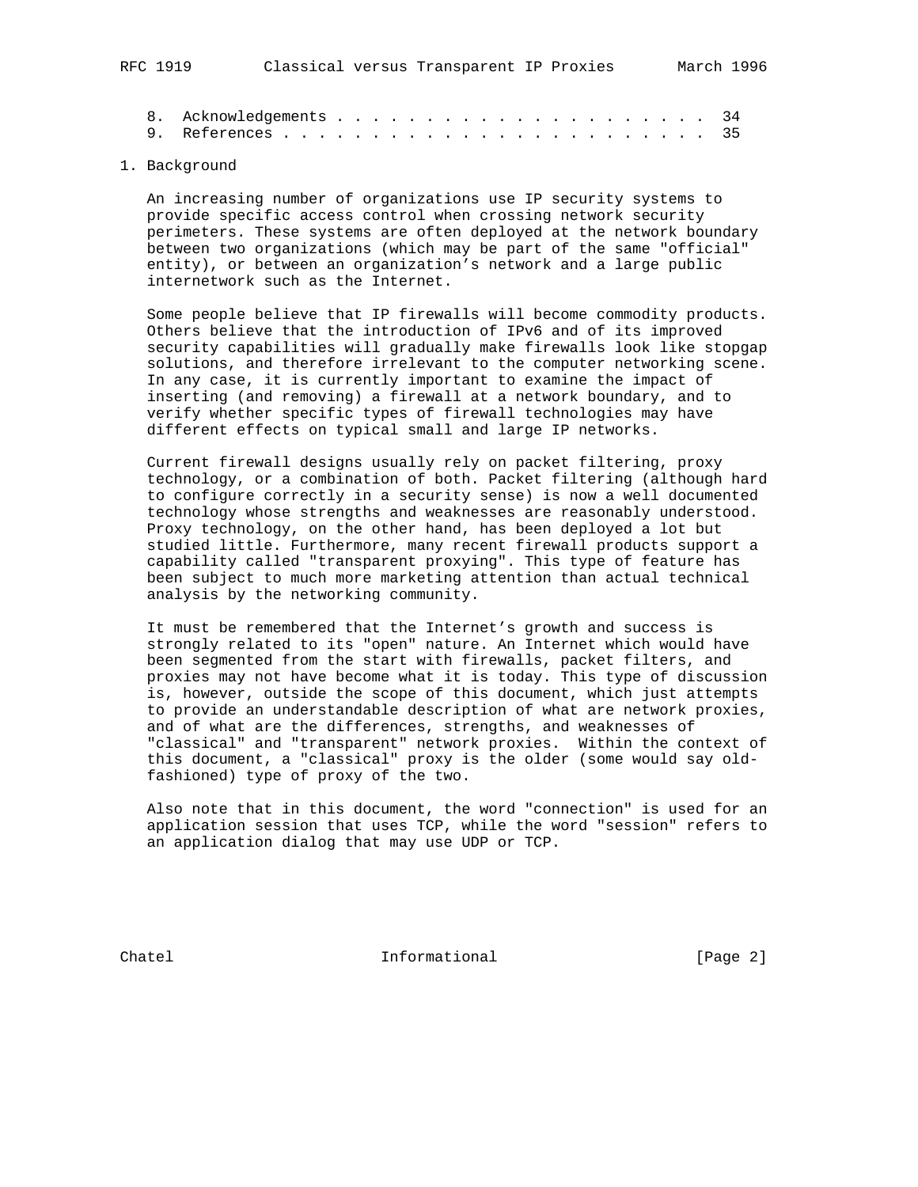8. Acknowledgements . . . . . . . . . . . . . . . . . . . . . . 34
9. References . . . . . . . . . . . . . . . . . . . . . . . . . 35

## 1. Background

An increasing number of organizations use IP security systems to provide specific access control when crossing network security perimeters. These systems are often deployed at the network boundary between two organizations (which may be part of the same "official" entity), or between an organization's network and a large public internetwork such as the Internet.

Some people believe that IP firewalls will become commodity products. Others believe that the introduction of IPv6 and of its improved security capabilities will gradually make firewalls look like stopgap solutions, and therefore irrelevant to the computer networking scene. In any case, it is currently important to examine the impact of inserting (and removing) a firewall at a network boundary, and to verify whether specific types of firewall technologies may have different effects on typical small and large IP networks.

Current firewall designs usually rely on packet filtering, proxy technology, or a combination of both. Packet filtering (although hard to configure correctly in a security sense) is now a well documented technology whose strengths and weaknesses are reasonably understood. Proxy technology, on the other hand, has been deployed a lot but studied little. Furthermore, many recent firewall products support a capability called "transparent proxying". This type of feature has been subject to much more marketing attention than actual technical analysis by the networking community.

It must be remembered that the Internet's growth and success is strongly related to its "open" nature. An Internet which would have been segmented from the start with firewalls, packet filters, and proxies may not have become what it is today. This type of discussion is, however, outside the scope of this document, which just attempts to provide an understandable description of what are network proxies, and of what are the differences, strengths, and weaknesses of "classical" and "transparent" network proxies. Within the context of this document, a "classical" proxy is the older (some would say old-fashioned) type of proxy of the two.

Also note that in this document, the word "connection" is used for an application session that uses TCP, while the word "session" refers to an application dialog that may use UDP or TCP.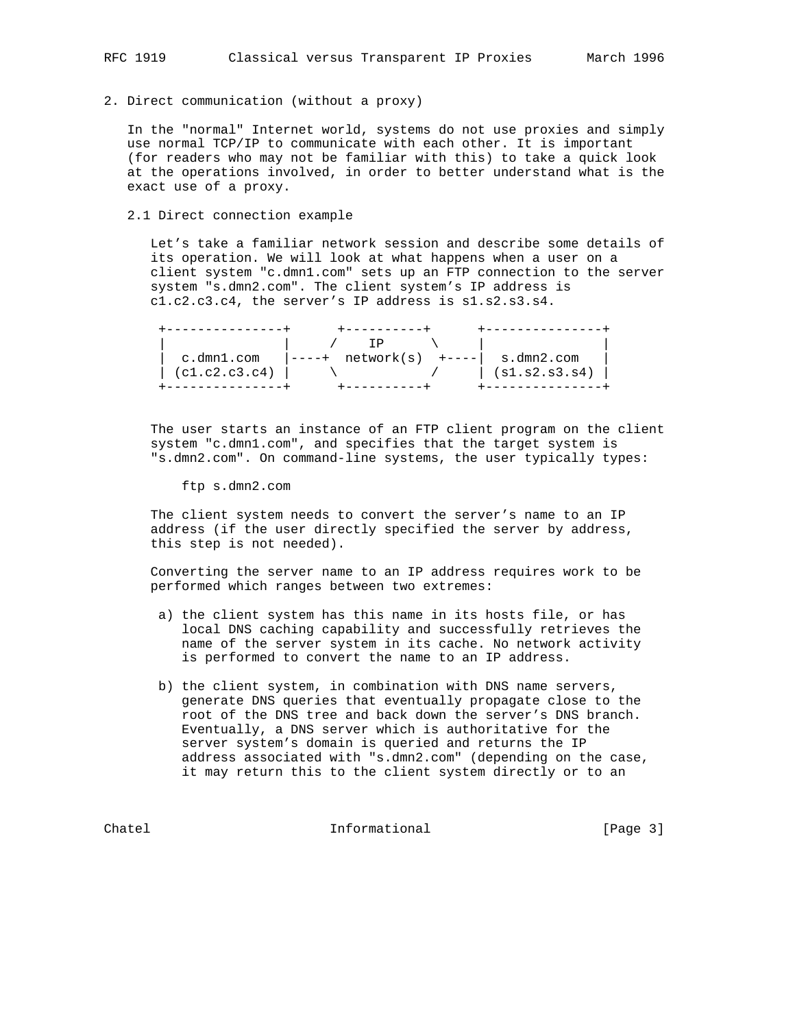## 2. Direct communication (without a proxy)

In the "normal" Internet world, systems do not use proxies and simply use normal TCP/IP to communicate with each other. It is important (for readers who may not be familiar with this) to take a quick look at the operations involved, in order to better understand what is the exact use of a proxy.

### 2.1 Direct connection example

Let’s take a familiar network session and describe some details of its operation. We will look at what happens when a user on a client system "c.dmn1.com" sets up an FTP connection to the server system "s.dmn2.com". The client system’s IP address is c1.c2.c3.c4, the server’s IP address is s1.s2.s3.s4.

```
 +---------------+      +----------+      +---------------+
 |               |     /    IP      \     |               |
 |  c.dmn1.com   |----+  network(s)  +----|  s.dmn2.com   |
 | (c1.c2.c3.c4) |     \            /     | (s1.s2.s3.s4) |
 +---------------+      +----------+      +---------------+
```

The user starts an instance of an FTP client program on the client system "c.dmn1.com", and specifies that the target system is "s.dmn2.com". On command-line systems, the user typically types:

```
ftp s.dmn2.com
```

The client system needs to convert the server’s name to an IP address (if the user directly specified the server by address, this step is not needed).

Converting the server name to an IP address requires work to be performed which ranges between two extremes:

a) the client system has this name in its hosts file, or has local DNS caching capability and successfully retrieves the name of the server system in its cache. No network activity is performed to convert the name to an IP address.

b) the client system, in combination with DNS name servers, generate DNS queries that eventually propagate close to the root of the DNS tree and back down the server’s DNS branch. Eventually, a DNS server which is authoritative for the server system’s domain is queried and returns the IP address associated with "s.dmn2.com" (depending on the case, it may return this to the client system directly or to an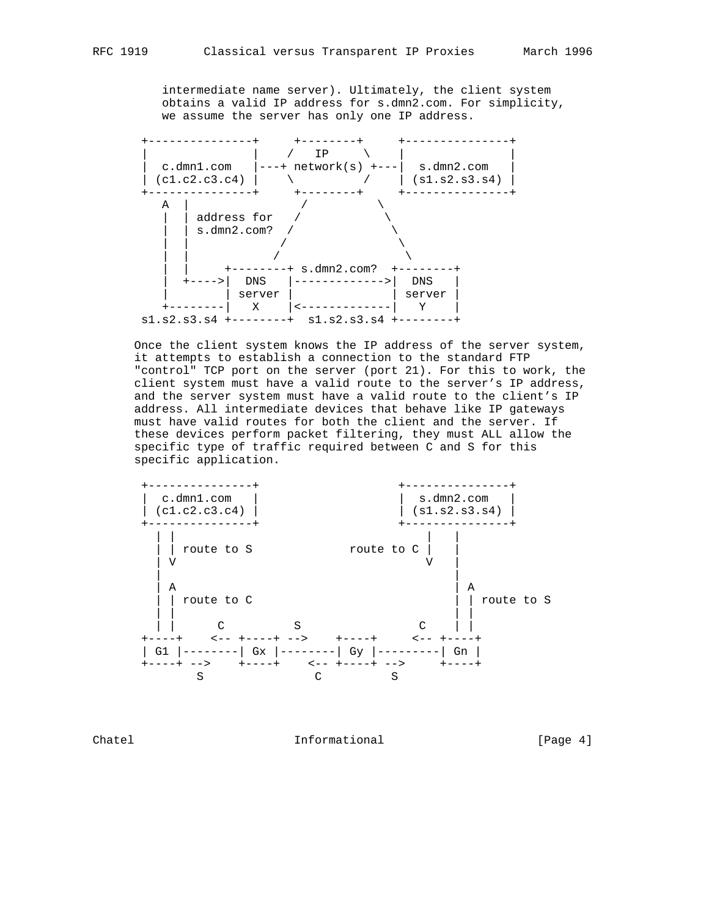intermediate name server). Ultimately, the client system obtains a valid IP address for s.dmn2.com. For simplicity, we assume the server has only one IP address.

```
+---------------+     +--------+     +---------------+
|               |    /   IP     \    |               |
|  c.dmn1.com   |---+ network(s) +---|  s.dmn2.com   |
| (c1.c2.c3.c4) |    \          /    | (s1.s2.s3.s4) |
+---------------+     +--------+     +---------------+
   A  |                /         \
   |  | address for   /           \
   |  | s.dmn2.com?  /             \
   |  |             /               \
   |  |            /                 \
   |  |     +--------+ s.dmn2.com?  +--------+
   |  +---->|  DNS   |------------->|  DNS   |
   |        | server |              | server |
   +--------|   X    |<-------------|   Y    |
s1.s2.s3.s4 +--------+  s1.s2.s3.s4 +--------+
```

Once the client system knows the IP address of the server system, it attempts to establish a connection to the standard FTP "control" TCP port on the server (port 21). For this to work, the client system must have a valid route to the server's IP address, and the server system must have a valid route to the client's IP address. All intermediate devices that behave like IP gateways must have valid routes for both the client and the server. If these devices perform packet filtering, they must ALL allow the specific type of traffic required between C and S for this specific application.

```
+---------------+                    +---------------+
|  c.dmn1.com   |                    |  s.dmn2.com   |
| (c1.c2.c3.c4) |                    | (s1.s2.s3.s4) |
+---------------+                    +---------------+
  | |                                      |   |
  | | route to S            route to C |   |
  | V                                    V   |
  |                                          |
  | A                                        | A
  | | route to C                             | | route to S
  | |                                        | |
  | |     C          S               C     | |
+----+    <-- +----+ -->    +----+     <-- +----+
| G1 |--------| Gx |--------| Gy |---------| Gn |
+----+ -->    +----+    <-- +----+ -->     +----+
      S               C          S
```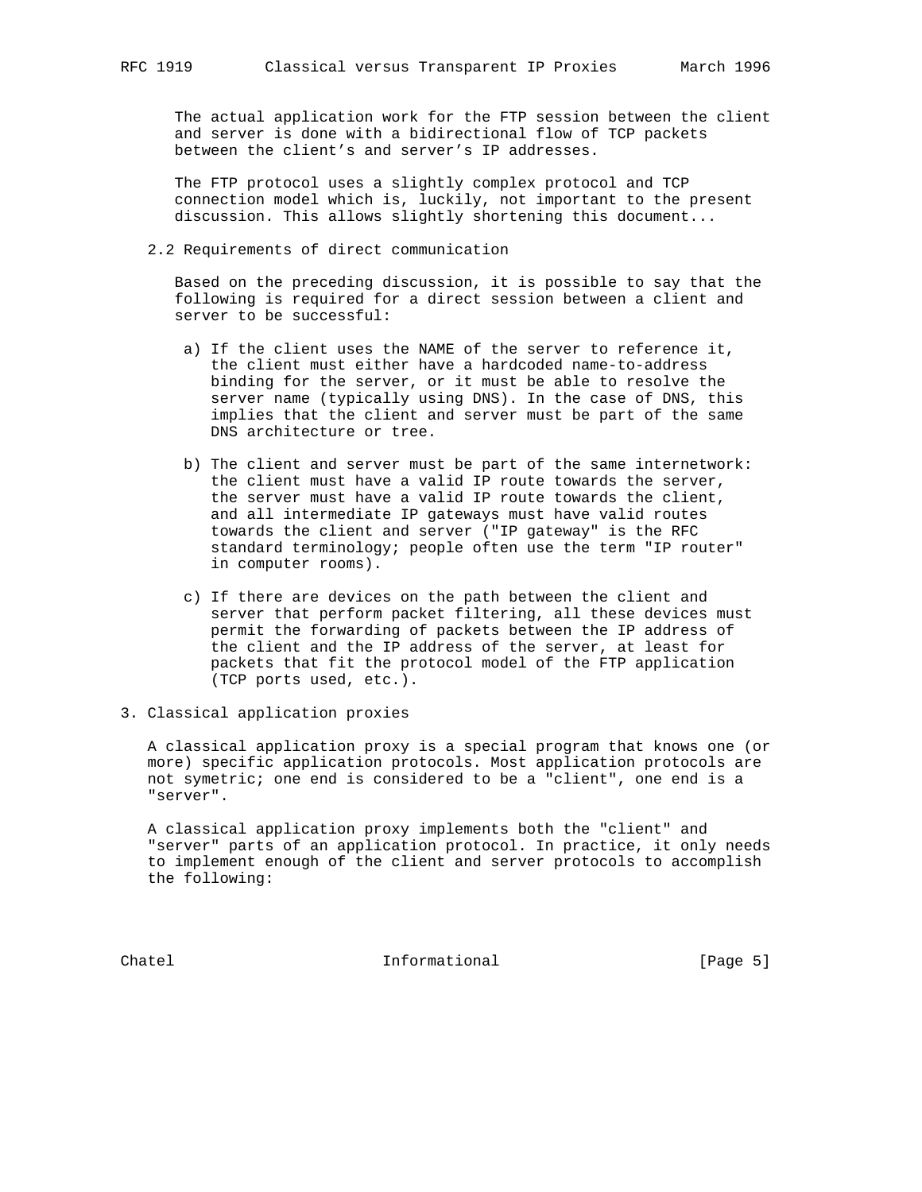The actual application work for the FTP session between the client and server is done with a bidirectional flow of TCP packets between the client's and server's IP addresses.

The FTP protocol uses a slightly complex protocol and TCP connection model which is, luckily, not important to the present discussion. This allows slightly shortening this document...

### 2.2 Requirements of direct communication

Based on the preceding discussion, it is possible to say that the following is required for a direct session between a client and server to be successful:

a) If the client uses the NAME of the server to reference it, the client must either have a hardcoded name-to-address binding for the server, or it must be able to resolve the server name (typically using DNS). In the case of DNS, this implies that the client and server must be part of the same DNS architecture or tree.

b) The client and server must be part of the same internetwork: the client must have a valid IP route towards the server, the server must have a valid IP route towards the client, and all intermediate IP gateways must have valid routes towards the client and server ("IP gateway" is the RFC standard terminology; people often use the term "IP router" in computer rooms).

c) If there are devices on the path between the client and server that perform packet filtering, all these devices must permit the forwarding of packets between the IP address of the client and the IP address of the server, at least for packets that fit the protocol model of the FTP application (TCP ports used, etc.).

## 3. Classical application proxies

A classical application proxy is a special program that knows one (or more) specific application protocols. Most application protocols are not symetric; one end is considered to be a "client", one end is a "server".

A classical application proxy implements both the "client" and "server" parts of an application protocol. In practice, it only needs to implement enough of the client and server protocols to accomplish the following: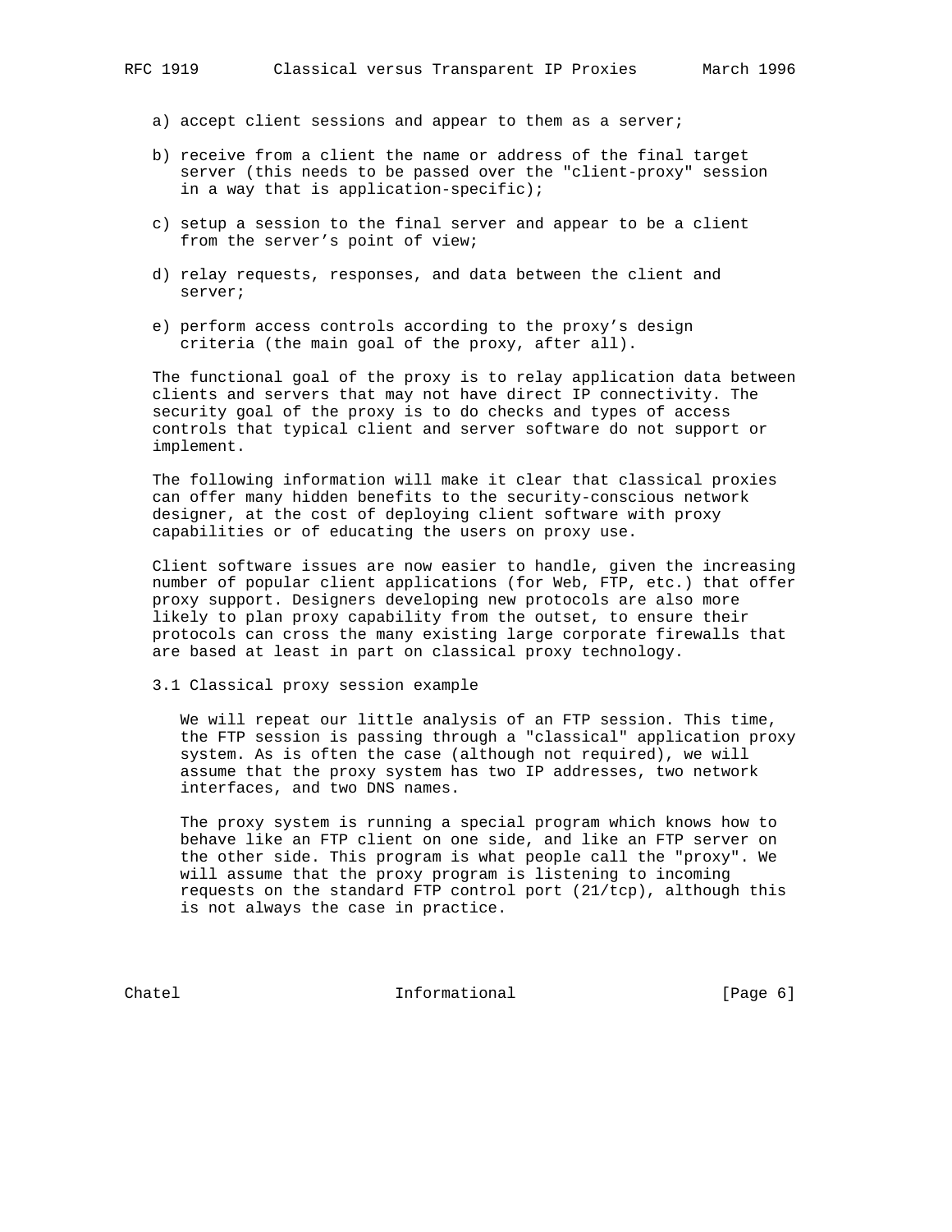a) accept client sessions and appear to them as a server;

b) receive from a client the name or address of the final target server (this needs to be passed over the "client-proxy" session in a way that is application-specific);

c) setup a session to the final server and appear to be a client from the server's point of view;

d) relay requests, responses, and data between the client and server;

e) perform access controls according to the proxy's design criteria (the main goal of the proxy, after all).

The functional goal of the proxy is to relay application data between clients and servers that may not have direct IP connectivity. The security goal of the proxy is to do checks and types of access controls that typical client and server software do not support or implement.

The following information will make it clear that classical proxies can offer many hidden benefits to the security-conscious network designer, at the cost of deploying client software with proxy capabilities or of educating the users on proxy use.

Client software issues are now easier to handle, given the increasing number of popular client applications (for Web, FTP, etc.) that offer proxy support. Designers developing new protocols are also more likely to plan proxy capability from the outset, to ensure their protocols can cross the many existing large corporate firewalls that are based at least in part on classical proxy technology.

### 3.1 Classical proxy session example

We will repeat our little analysis of an FTP session. This time, the FTP session is passing through a "classical" application proxy system. As is often the case (although not required), we will assume that the proxy system has two IP addresses, two network interfaces, and two DNS names.

The proxy system is running a special program which knows how to behave like an FTP client on one side, and like an FTP server on the other side. This program is what people call the "proxy". We will assume that the proxy program is listening to incoming requests on the standard FTP control port (21/tcp), although this is not always the case in practice.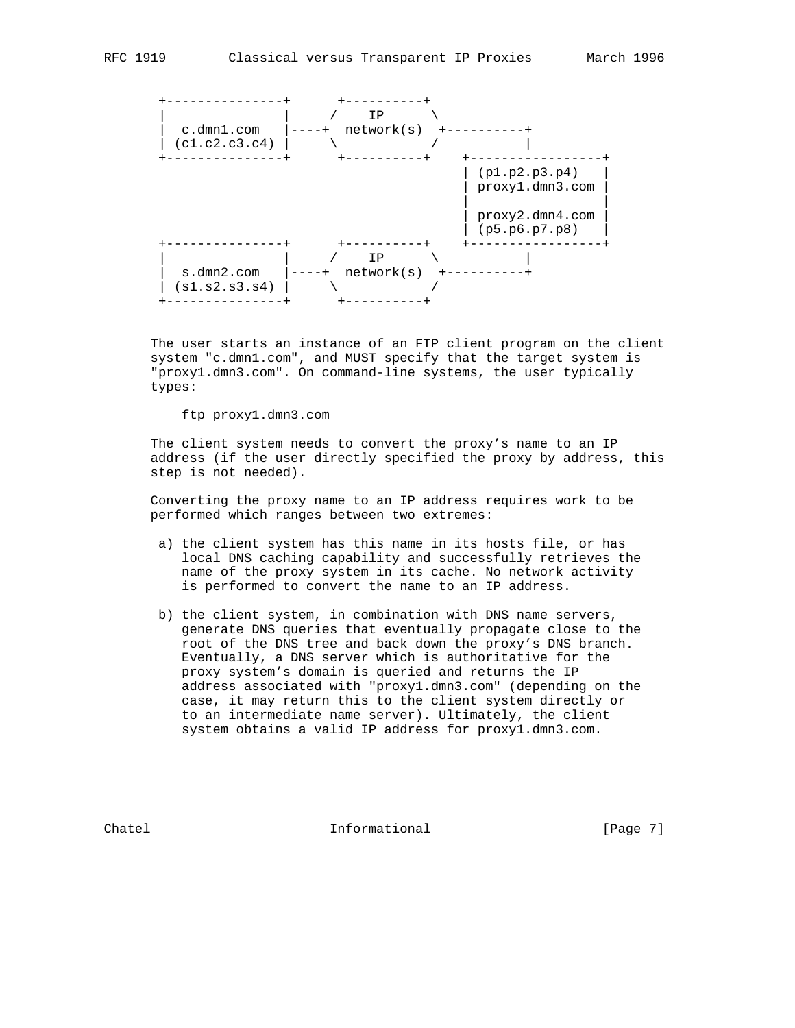```
 +---------------+      +----------+
 |               |     /    IP      \
 |  c.dmn1.com   |----+  network(s)  +----------+
 | (c1.c2.c3.c4) |     \            /           |
 +---------------+      +----------+    +-----------------+
                                        | (p1.p2.p3.p4)   |
                                        | proxy1.dmn3.com |
                                        |                 |
                                        | proxy2.dmn4.com |
                                        | (p5.p6.p7.p8)   |
 +---------------+      +----------+    +-----------------+
 |               |     /    IP      \           |
 |  s.dmn2.com   |----+  network(s)  +----------+
 | (s1.s2.s3.s4) |     \            /
 +---------------+      +----------+
```

The user starts an instance of an FTP client program on the client system "c.dmn1.com", and MUST specify that the target system is "proxy1.dmn3.com". On command-line systems, the user typically types:

```
ftp proxy1.dmn3.com
```

The client system needs to convert the proxy's name to an IP address (if the user directly specified the proxy by address, this step is not needed).

Converting the proxy name to an IP address requires work to be performed which ranges between two extremes:

a) the client system has this name in its hosts file, or has local DNS caching capability and successfully retrieves the name of the proxy system in its cache. No network activity is performed to convert the name to an IP address.

b) the client system, in combination with DNS name servers, generate DNS queries that eventually propagate close to the root of the DNS tree and back down the proxy's DNS branch. Eventually, a DNS server which is authoritative for the proxy system's domain is queried and returns the IP address associated with "proxy1.dmn3.com" (depending on the case, it may return this to the client system directly or to an intermediate name server). Ultimately, the client system obtains a valid IP address for proxy1.dmn3.com.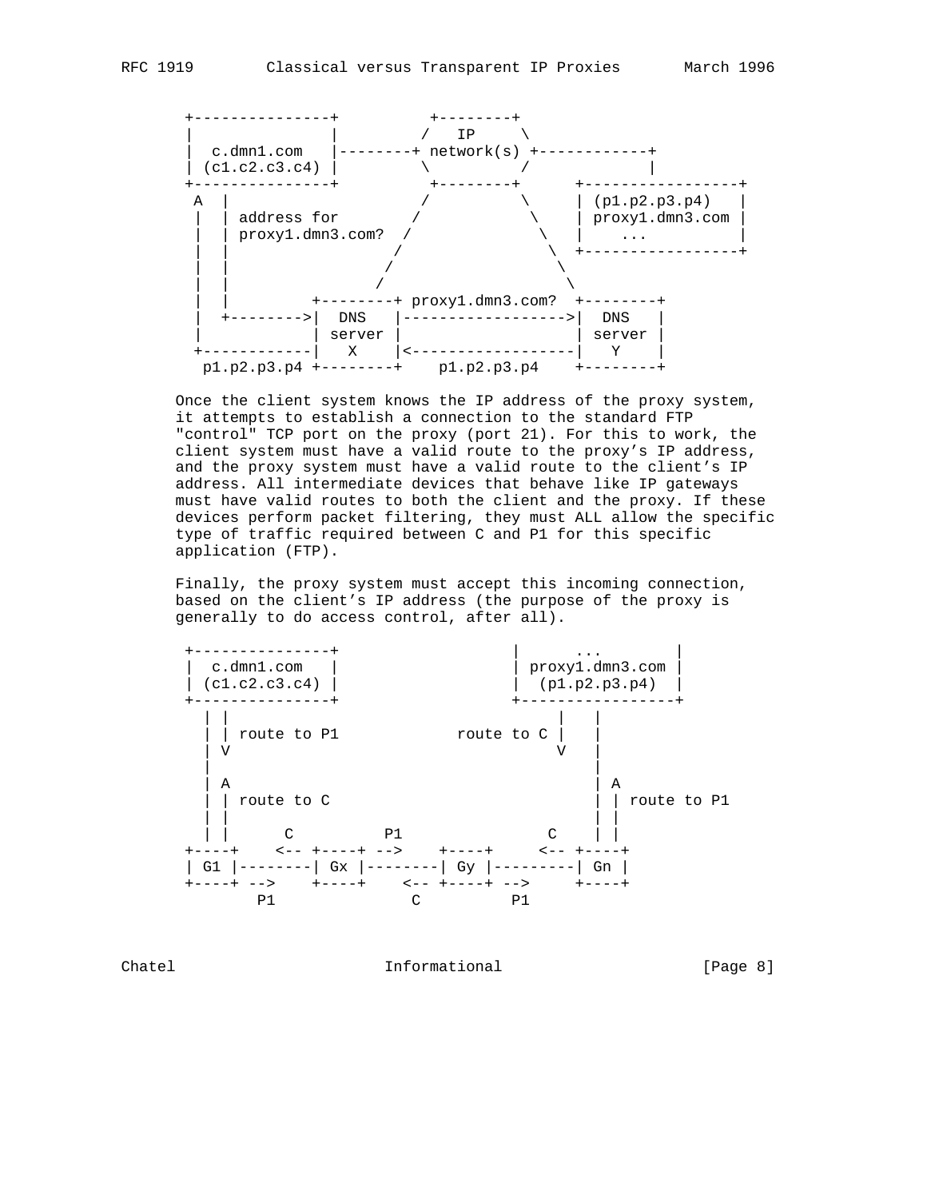```
 +---------------+          +--------+
 |               |         /   IP     \
 |  c.dmn1.com   |--------+ network(s) +------------+
 | (c1.c2.c3.c4) |         \          /             |
 +---------------+          +--------+      +-----------------+
  A  |                     /          \     | (p1.p2.p3.p4)   |
  |  | address for        /            \    | proxy1.dmn3.com |
  |  | proxy1.dmn3.com?  /              \   |    ...          |
  |  |                  /                \  +-----------------+
  |  |                 /                  \
  |  |                /                    \
  |  |         +--------+ proxy1.dmn3.com?  +--------+
  |  +-------->|  DNS   |------------------>|  DNS   |
  |            | server |                   | server |
  +------------|   X    |<------------------|   Y    |
   p1.p2.p3.p4 +--------+    p1.p2.p3.p4    +--------+
```

Once the client system knows the IP address of the proxy system, it attempts to establish a connection to the standard FTP "control" TCP port on the proxy (port 21). For this to work, the client system must have a valid route to the proxy's IP address, and the proxy system must have a valid route to the client's IP address. All intermediate devices that behave like IP gateways must have valid routes to both the client and the proxy. If these devices perform packet filtering, they must ALL allow the specific type of traffic required between C and P1 for this specific application (FTP).

Finally, the proxy system must accept this incoming connection, based on the client's IP address (the purpose of the proxy is generally to do access control, after all).

```
 +---------------+                  |      ...        |
 |  c.dmn1.com   |                  | proxy1.dmn3.com |
 | (c1.c2.c3.c4) |                  |  (p1.p2.p3.p4)  |
 +---------------+                  +-----------------+
   | |                                     |   |
   | | route to P1           route to C |   |
   | V                                     V   |
   |                                           |
   | A                                         | A
   | | route to C                              | | route to P1
   | |                                         | |
   | |      C          P1              C       | |
 +----+    <-- +----+ -->    +----+     <-- +----+
 | G1 |--------| Gx |--------| Gy |---------| Gn |
 +----+ -->    +----+    <-- +----+ -->     +----+
        P1              C          P1
```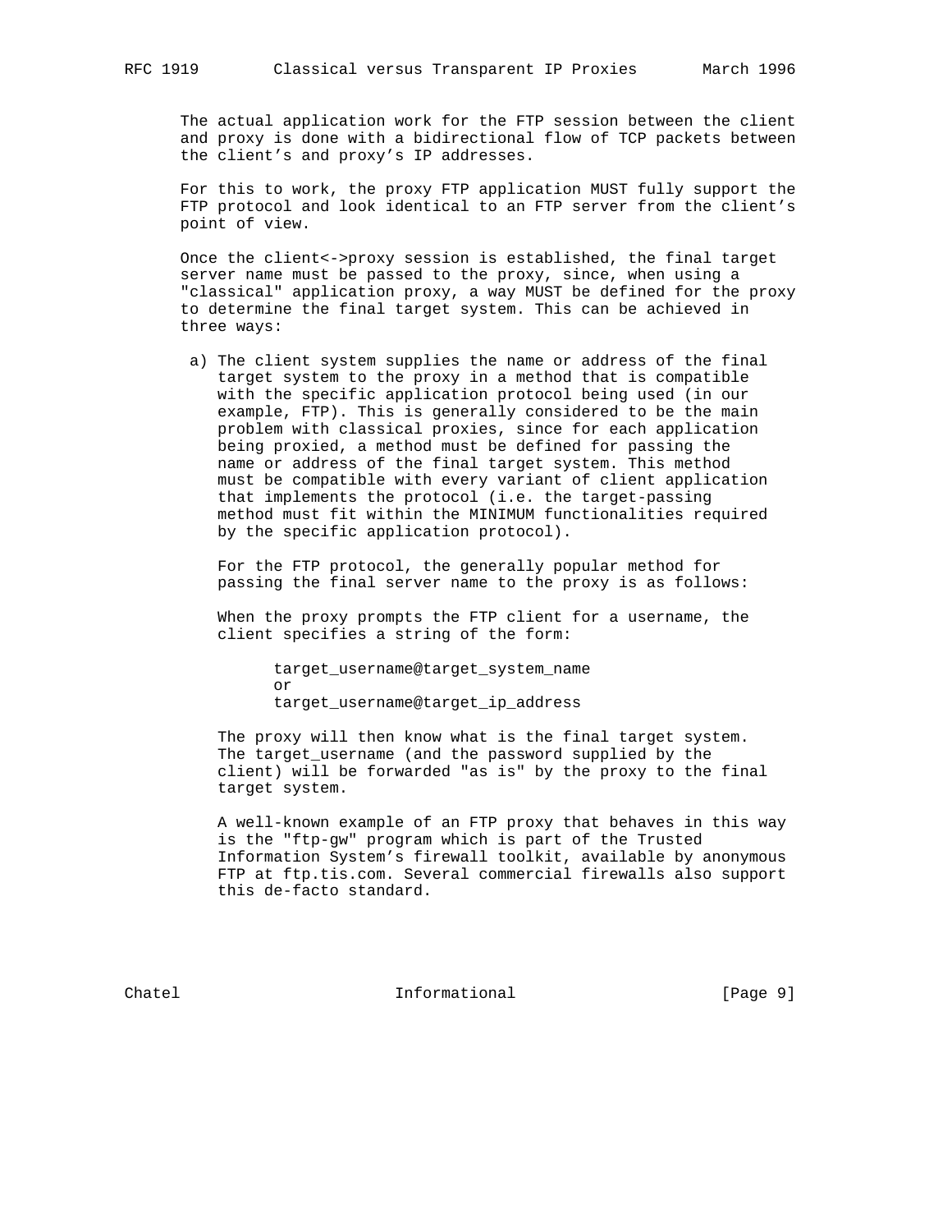The actual application work for the FTP session between the client and proxy is done with a bidirectional flow of TCP packets between the client's and proxy's IP addresses.

For this to work, the proxy FTP application MUST fully support the FTP protocol and look identical to an FTP server from the client's point of view.

Once the client<->proxy session is established, the final target server name must be passed to the proxy, since, when using a "classical" application proxy, a way MUST be defined for the proxy to determine the final target system. This can be achieved in three ways:

a) The client system supplies the name or address of the final target system to the proxy in a method that is compatible with the specific application protocol being used (in our example, FTP). This is generally considered to be the main problem with classical proxies, since for each application being proxied, a method must be defined for passing the name or address of the final target system. This method must be compatible with every variant of client application that implements the protocol (i.e. the target-passing method must fit within the MINIMUM functionalities required by the specific application protocol).

   For the FTP protocol, the generally popular method for passing the final server name to the proxy is as follows:

   When the proxy prompts the FTP client for a username, the client specifies a string of the form:

```
target_username@target_system_name
or
target_username@target_ip_address
```

   The proxy will then know what is the final target system. The target_username (and the password supplied by the client) will be forwarded "as is" by the proxy to the final target system.

   A well-known example of an FTP proxy that behaves in this way is the "ftp-gw" program which is part of the Trusted Information System's firewall toolkit, available by anonymous FTP at ftp.tis.com. Several commercial firewalls also support this de-facto standard.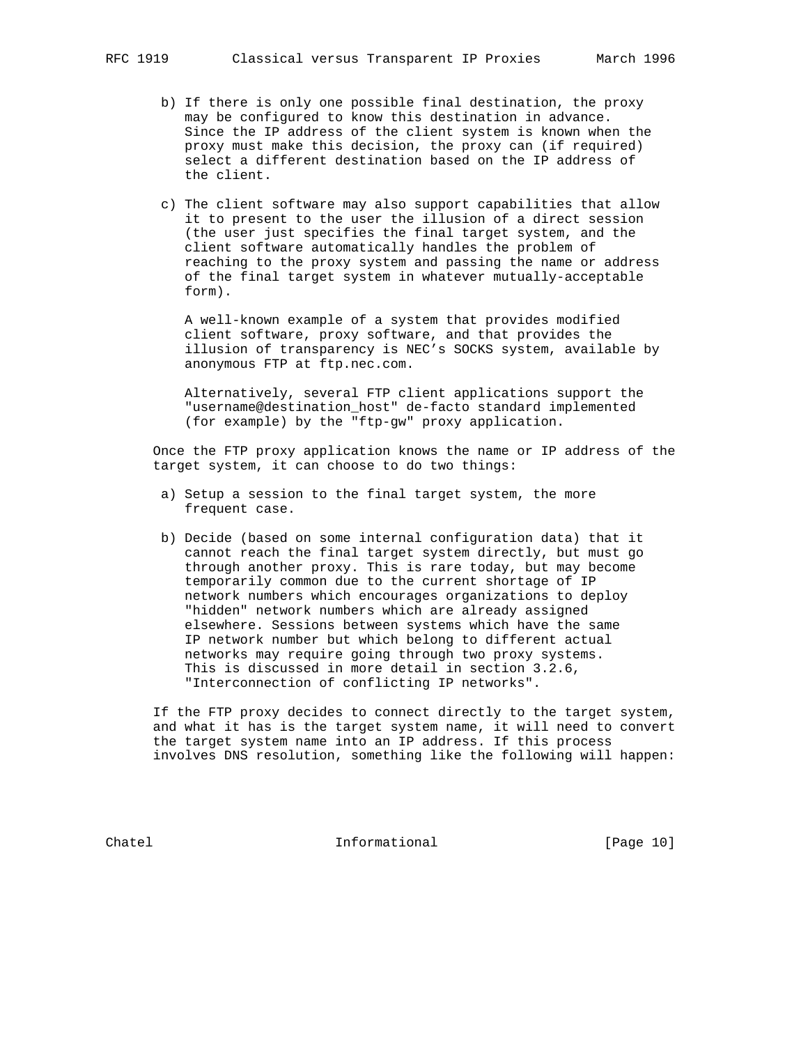b) If there is only one possible final destination, the proxy may be configured to know this destination in advance. Since the IP address of the client system is known when the proxy must make this decision, the proxy can (if required) select a different destination based on the IP address of the client.

c) The client software may also support capabilities that allow it to present to the user the illusion of a direct session (the user just specifies the final target system, and the client software automatically handles the problem of reaching to the proxy system and passing the name or address of the final target system in whatever mutually-acceptable form).

   A well-known example of a system that provides modified client software, proxy software, and that provides the illusion of transparency is NEC's SOCKS system, available by anonymous FTP at ftp.nec.com.

   Alternatively, several FTP client applications support the "username@destination_host" de-facto standard implemented (for example) by the "ftp-gw" proxy application.

Once the FTP proxy application knows the name or IP address of the target system, it can choose to do two things:

a) Setup a session to the final target system, the more frequent case.

b) Decide (based on some internal configuration data) that it cannot reach the final target system directly, but must go through another proxy. This is rare today, but may become temporarily common due to the current shortage of IP network numbers which encourages organizations to deploy "hidden" network numbers which are already assigned elsewhere. Sessions between systems which have the same IP network number but which belong to different actual networks may require going through two proxy systems. This is discussed in more detail in section 3.2.6, "Interconnection of conflicting IP networks".

If the FTP proxy decides to connect directly to the target system, and what it has is the target system name, it will need to convert the target system name into an IP address. If this process involves DNS resolution, something like the following will happen: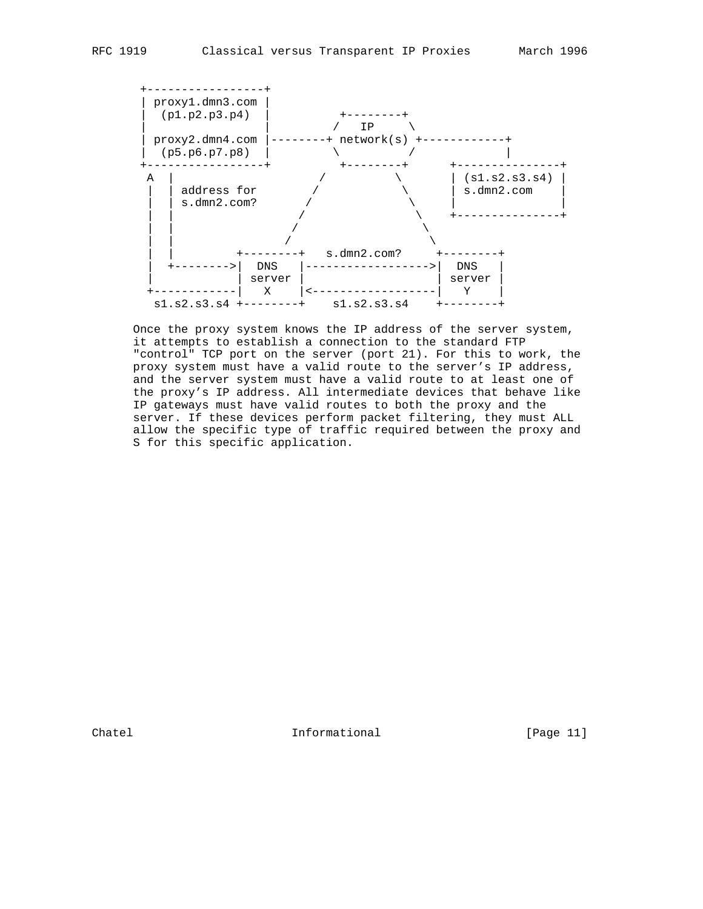```
 +-----------------+
 | proxy1.dmn3.com |
 |  (p1.p2.p3.p4)  |          +--------+
 |                 |         /   IP     \
 | proxy2.dmn4.com |--------+ network(s) +------------+
 |  (p5.p6.p7.p8)  |         \          /             |
 +-----------------+          +--------+      +---------------+
  A  |                       /          \       | (s1.s2.s3.s4) |
  |  | address for          /            \      | s.dmn2.com    |
  |  | s.dmn2.com?         /              \     |               |
  |  |                    /                \    +---------------+
  |  |                   /                  \
  |  |                  /                    \
  |  |         +--------+   s.dmn2.com?     +--------+
  |  +-------->|  DNS   |------------------>|  DNS   |
  |            | server |                   | server |
  +------------|   X    |<------------------|   Y    |
   s1.s2.s3.s4 +--------+    s1.s2.s3.s4    +--------+
```

Once the proxy system knows the IP address of the server system, it attempts to establish a connection to the standard FTP "control" TCP port on the server (port 21). For this to work, the proxy system must have a valid route to the server's IP address, and the server system must have a valid route to at least one of the proxy's IP address. All intermediate devices that behave like IP gateways must have valid routes to both the proxy and the server. If these devices perform packet filtering, they must ALL allow the specific type of traffic required between the proxy and S for this specific application.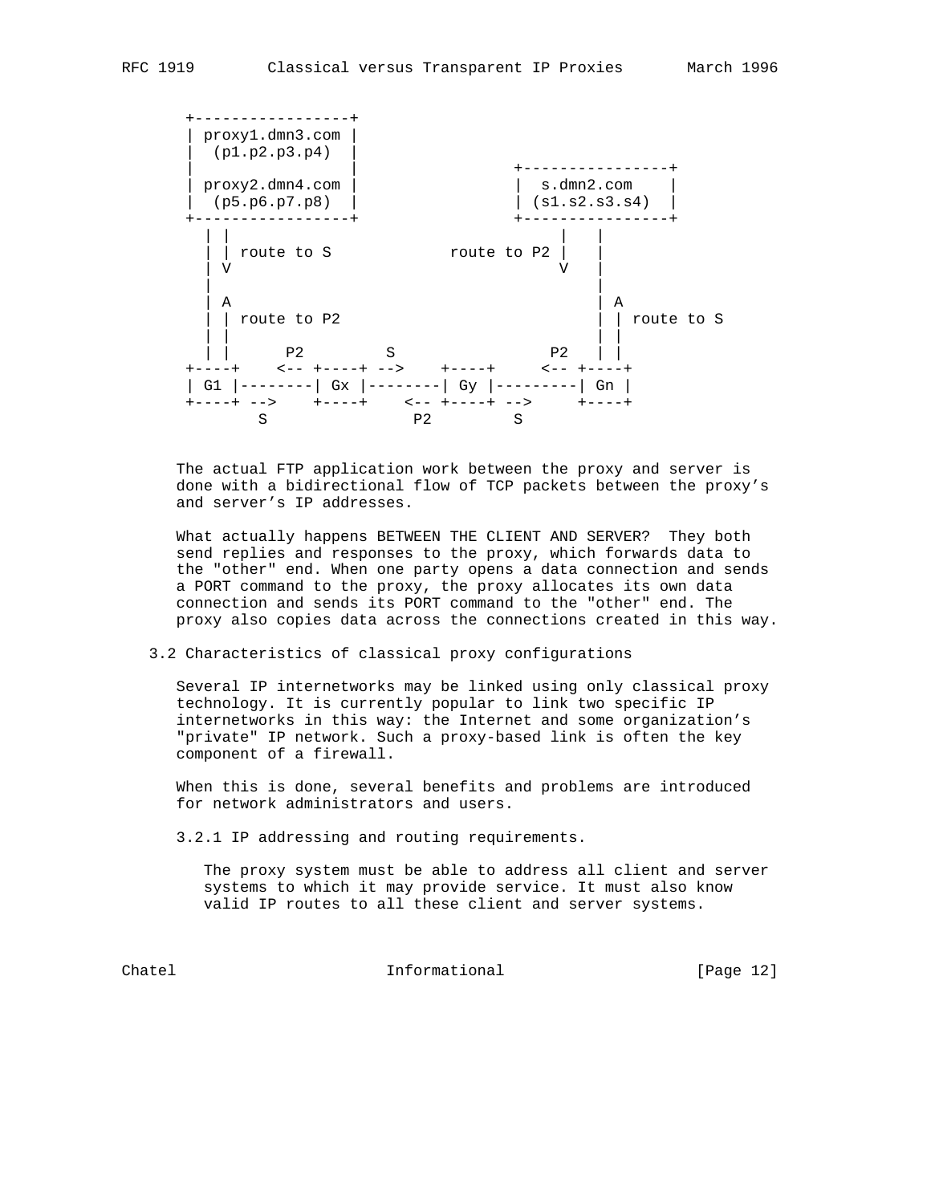```
      +-----------------+
      | proxy1.dmn3.com |
      |  (p1.p2.p3.p4)  |
      |                 |                +----------------+
      | proxy2.dmn4.com |                |  s.dmn2.com    |
      |  (p5.p6.p7.p8)  |                | (s1.s2.s3.s4)  |
      +-----------------+                +----------------+
        | |                                   |   |
        | | route to S             route to P2 |   |
        | V                                   V   |
        |                                         |
        | A                                       | A
        | | route to P2                           | | route to S
        | |                                       | |
        | |      P2         S              P2     | |
      +----+    <-- +----+ -->    +----+     <-- +----+
      | G1 |--------| Gx |--------| Gy |---------| Gn |
      +----+ -->    +----+    <-- +----+ -->     +----+
            S               P2         S
```

The actual FTP application work between the proxy and server is done with a bidirectional flow of TCP packets between the proxy's and server's IP addresses.

What actually happens BETWEEN THE CLIENT AND SERVER? They both send replies and responses to the proxy, which forwards data to the "other" end. When one party opens a data connection and sends a PORT command to the proxy, the proxy allocates its own data connection and sends its PORT command to the "other" end. The proxy also copies data across the connections created in this way.

## 3.2 Characteristics of classical proxy configurations

Several IP internetworks may be linked using only classical proxy technology. It is currently popular to link two specific IP internetworks in this way: the Internet and some organization's "private" IP network. Such a proxy-based link is often the key component of a firewall.

When this is done, several benefits and problems are introduced for network administrators and users.

### 3.2.1 IP addressing and routing requirements.

The proxy system must be able to address all client and server systems to which it may provide service. It must also know valid IP routes to all these client and server systems.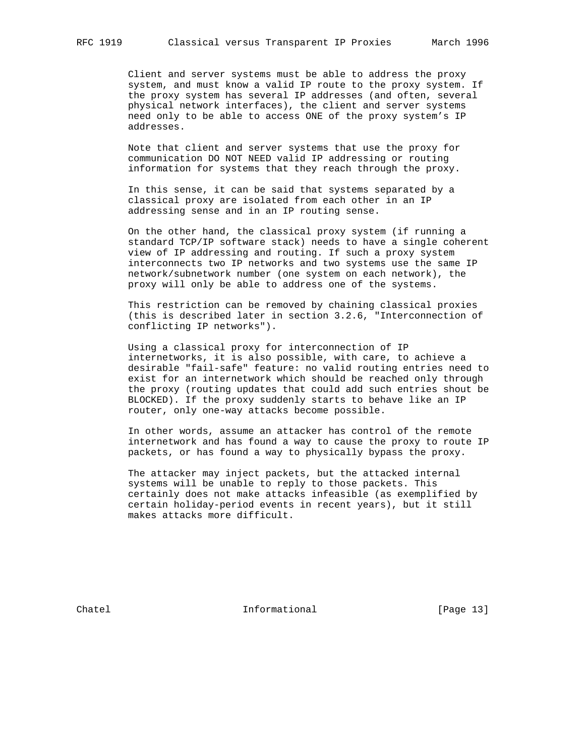Client and server systems must be able to address the proxy system, and must know a valid IP route to the proxy system. If the proxy system has several IP addresses (and often, several physical network interfaces), the client and server systems need only to be able to access ONE of the proxy system's IP addresses.

Note that client and server systems that use the proxy for communication DO NOT NEED valid IP addressing or routing information for systems that they reach through the proxy.

In this sense, it can be said that systems separated by a classical proxy are isolated from each other in an IP addressing sense and in an IP routing sense.

On the other hand, the classical proxy system (if running a standard TCP/IP software stack) needs to have a single coherent view of IP addressing and routing. If such a proxy system interconnects two IP networks and two systems use the same IP network/subnetwork number (one system on each network), the proxy will only be able to address one of the systems.

This restriction can be removed by chaining classical proxies (this is described later in section 3.2.6, "Interconnection of conflicting IP networks").

Using a classical proxy for interconnection of IP internetworks, it is also possible, with care, to achieve a desirable "fail-safe" feature: no valid routing entries need to exist for an internetwork which should be reached only through the proxy (routing updates that could add such entries shout be BLOCKED). If the proxy suddenly starts to behave like an IP router, only one-way attacks become possible.

In other words, assume an attacker has control of the remote internetwork and has found a way to cause the proxy to route IP packets, or has found a way to physically bypass the proxy.

The attacker may inject packets, but the attacked internal systems will be unable to reply to those packets. This certainly does not make attacks infeasible (as exemplified by certain holiday-period events in recent years), but it still makes attacks more difficult.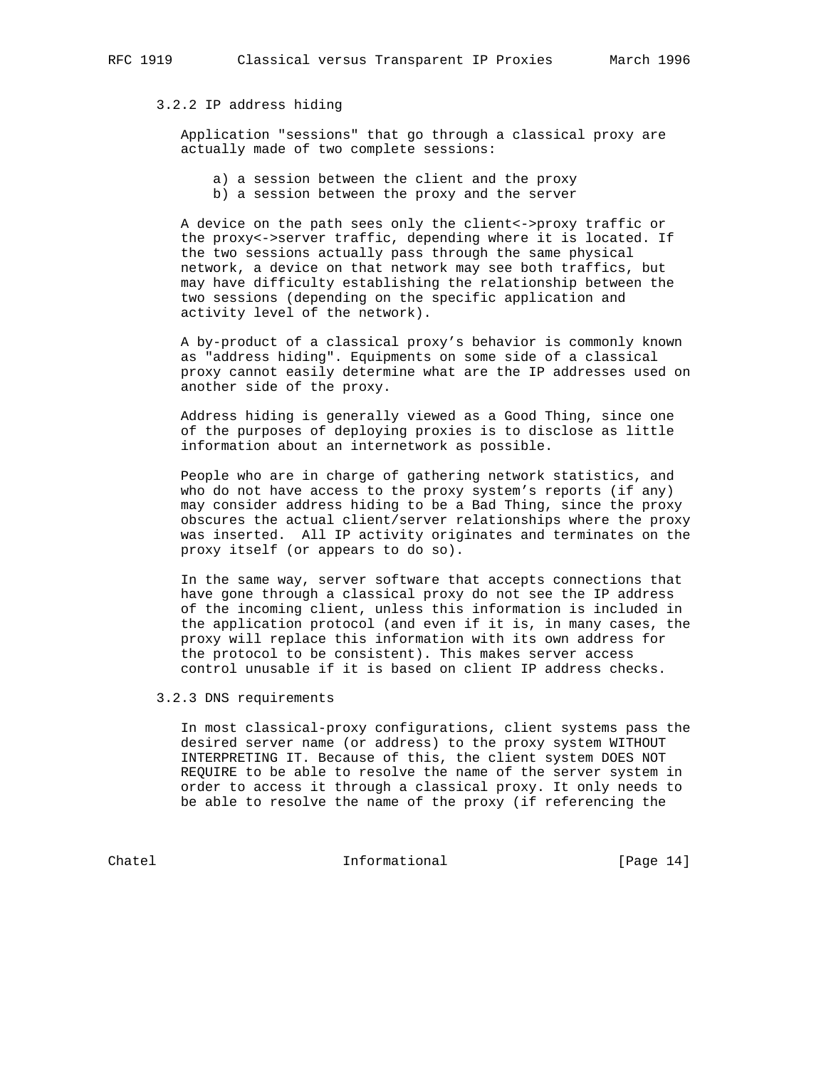### 3.2.2 IP address hiding

Application "sessions" that go through a classical proxy are actually made of two complete sessions:

a) a session between the client and the proxy
b) a session between the proxy and the server

A device on the path sees only the client<->proxy traffic or the proxy<->server traffic, depending where it is located. If the two sessions actually pass through the same physical network, a device on that network may see both traffics, but may have difficulty establishing the relationship between the two sessions (depending on the specific application and activity level of the network).

A by-product of a classical proxy's behavior is commonly known as "address hiding". Equipments on some side of a classical proxy cannot easily determine what are the IP addresses used on another side of the proxy.

Address hiding is generally viewed as a Good Thing, since one of the purposes of deploying proxies is to disclose as little information about an internetwork as possible.

People who are in charge of gathering network statistics, and who do not have access to the proxy system's reports (if any) may consider address hiding to be a Bad Thing, since the proxy obscures the actual client/server relationships where the proxy was inserted. All IP activity originates and terminates on the proxy itself (or appears to do so).

In the same way, server software that accepts connections that have gone through a classical proxy do not see the IP address of the incoming client, unless this information is included in the application protocol (and even if it is, in many cases, the proxy will replace this information with its own address for the protocol to be consistent). This makes server access control unusable if it is based on client IP address checks.

### 3.2.3 DNS requirements

In most classical-proxy configurations, client systems pass the desired server name (or address) to the proxy system WITHOUT INTERPRETING IT. Because of this, the client system DOES NOT REQUIRE to be able to resolve the name of the server system in order to access it through a classical proxy. It only needs to be able to resolve the name of the proxy (if referencing the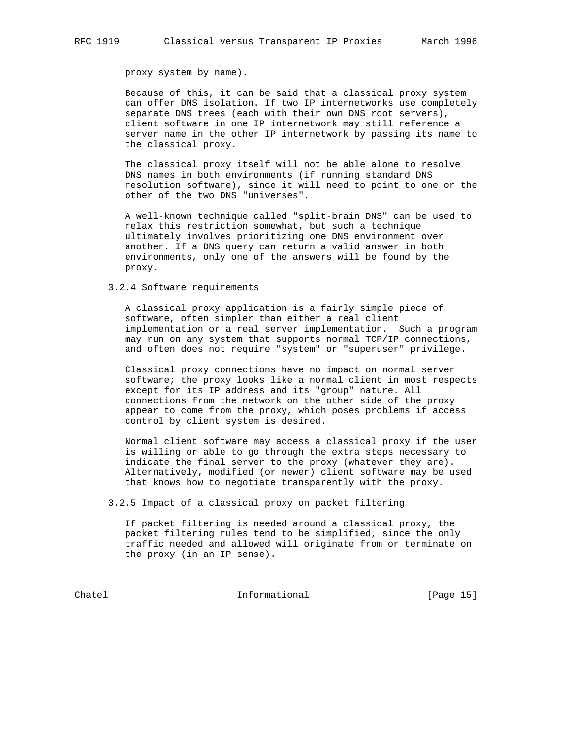proxy system by name).

Because of this, it can be said that a classical proxy system can offer DNS isolation. If two IP internetworks use completely separate DNS trees (each with their own DNS root servers), client software in one IP internetwork may still reference a server name in the other IP internetwork by passing its name to the classical proxy.

The classical proxy itself will not be able alone to resolve DNS names in both environments (if running standard DNS resolution software), since it will need to point to one or the other of the two DNS "universes".

A well-known technique called "split-brain DNS" can be used to relax this restriction somewhat, but such a technique ultimately involves prioritizing one DNS environment over another. If a DNS query can return a valid answer in both environments, only one of the answers will be found by the proxy.

### 3.2.4 Software requirements

A classical proxy application is a fairly simple piece of software, often simpler than either a real client implementation or a real server implementation. Such a program may run on any system that supports normal TCP/IP connections, and often does not require "system" or "superuser" privilege.

Classical proxy connections have no impact on normal server software; the proxy looks like a normal client in most respects except for its IP address and its "group" nature. All connections from the network on the other side of the proxy appear to come from the proxy, which poses problems if access control by client system is desired.

Normal client software may access a classical proxy if the user is willing or able to go through the extra steps necessary to indicate the final server to the proxy (whatever they are). Alternatively, modified (or newer) client software may be used that knows how to negotiate transparently with the proxy.

### 3.2.5 Impact of a classical proxy on packet filtering

If packet filtering is needed around a classical proxy, the packet filtering rules tend to be simplified, since the only traffic needed and allowed will originate from or terminate on the proxy (in an IP sense).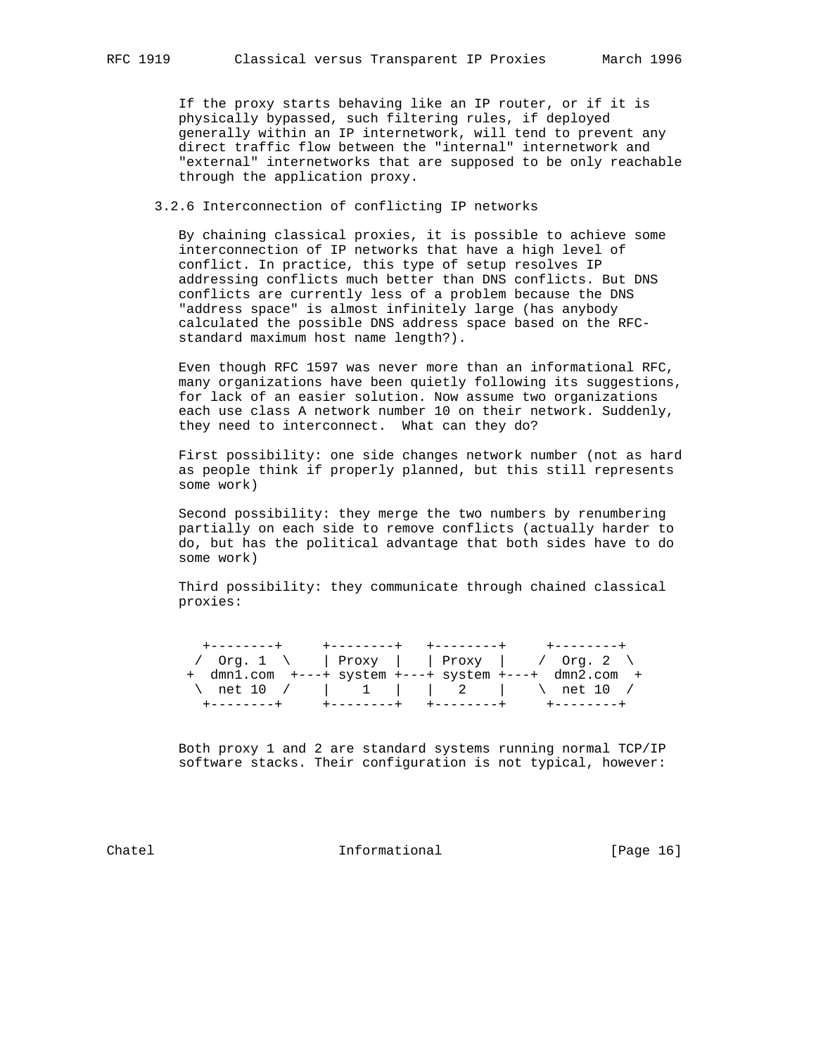If the proxy starts behaving like an IP router, or if it is physically bypassed, such filtering rules, if deployed generally within an IP internetwork, will tend to prevent any direct traffic flow between the "internal" internetwork and "external" internetworks that are supposed to be only reachable through the application proxy.

### 3.2.6 Interconnection of conflicting IP networks

By chaining classical proxies, it is possible to achieve some interconnection of IP networks that have a high level of conflict. In practice, this type of setup resolves IP addressing conflicts much better than DNS conflicts. But DNS conflicts are currently less of a problem because the DNS "address space" is almost infinitely large (has anybody calculated the possible DNS address space based on the RFC-standard maximum host name length?).

Even though RFC 1597 was never more than an informational RFC, many organizations have been quietly following its suggestions, for lack of an easier solution. Now assume two organizations each use class A network number 10 on their network. Suddenly, they need to interconnect. What can they do?

First possibility: one side changes network number (not as hard as people think if properly planned, but this still represents some work)

Second possibility: they merge the two numbers by renumbering partially on each side to remove conflicts (actually harder to do, but has the political advantage that both sides have to do some work)

Third possibility: they communicate through chained classical proxies:

```
  +--------+     +--------+   +--------+     +--------+
 /  Org. 1  \    | Proxy  |   | Proxy  |    /  Org. 2  \
+  dmn1.com  +---+ system +---+ system +---+  dmn2.com  +
 \  net 10  /    |   1    |   |   2    |    \  net 10  /
  +--------+     +--------+   +--------+     +--------+
```

Both proxy 1 and 2 are standard systems running normal TCP/IP software stacks. Their configuration is not typical, however: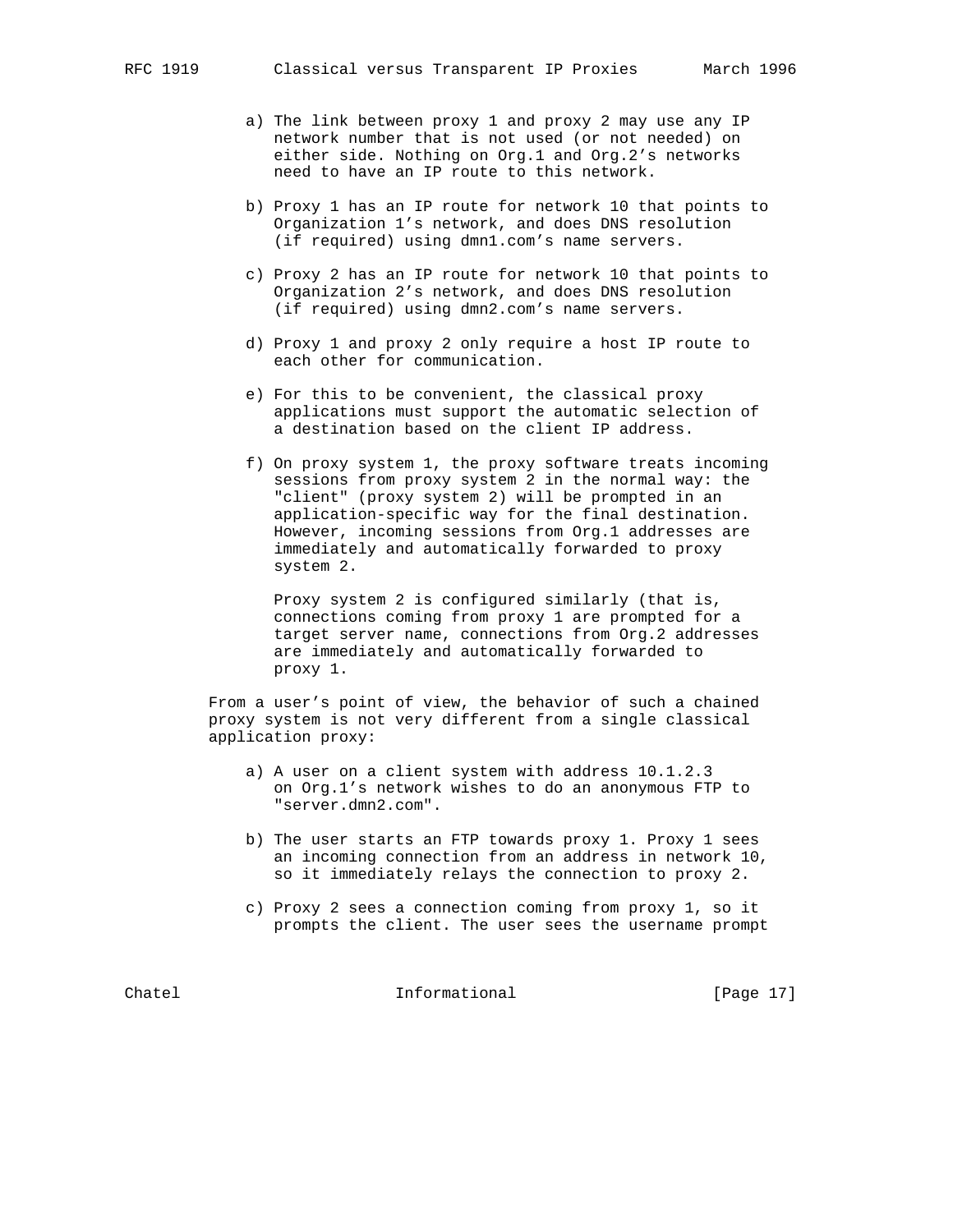a) The link between proxy 1 and proxy 2 may use any IP network number that is not used (or not needed) on either side. Nothing on Org.1 and Org.2's networks need to have an IP route to this network.

b) Proxy 1 has an IP route for network 10 that points to Organization 1's network, and does DNS resolution (if required) using dmn1.com's name servers.

c) Proxy 2 has an IP route for network 10 that points to Organization 2's network, and does DNS resolution (if required) using dmn2.com's name servers.

d) Proxy 1 and proxy 2 only require a host IP route to each other for communication.

e) For this to be convenient, the classical proxy applications must support the automatic selection of a destination based on the client IP address.

f) On proxy system 1, the proxy software treats incoming sessions from proxy system 2 in the normal way: the "client" (proxy system 2) will be prompted in an application-specific way for the final destination. However, incoming sessions from Org.1 addresses are immediately and automatically forwarded to proxy system 2.

   Proxy system 2 is configured similarly (that is, connections coming from proxy 1 are prompted for a target server name, connections from Org.2 addresses are immediately and automatically forwarded to proxy 1.

From a user's point of view, the behavior of such a chained proxy system is not very different from a single classical application proxy:

a) A user on a client system with address 10.1.2.3 on Org.1's network wishes to do an anonymous FTP to "server.dmn2.com".

b) The user starts an FTP towards proxy 1. Proxy 1 sees an incoming connection from an address in network 10, so it immediately relays the connection to proxy 2.

c) Proxy 2 sees a connection coming from proxy 1, so it prompts the client. The user sees the username prompt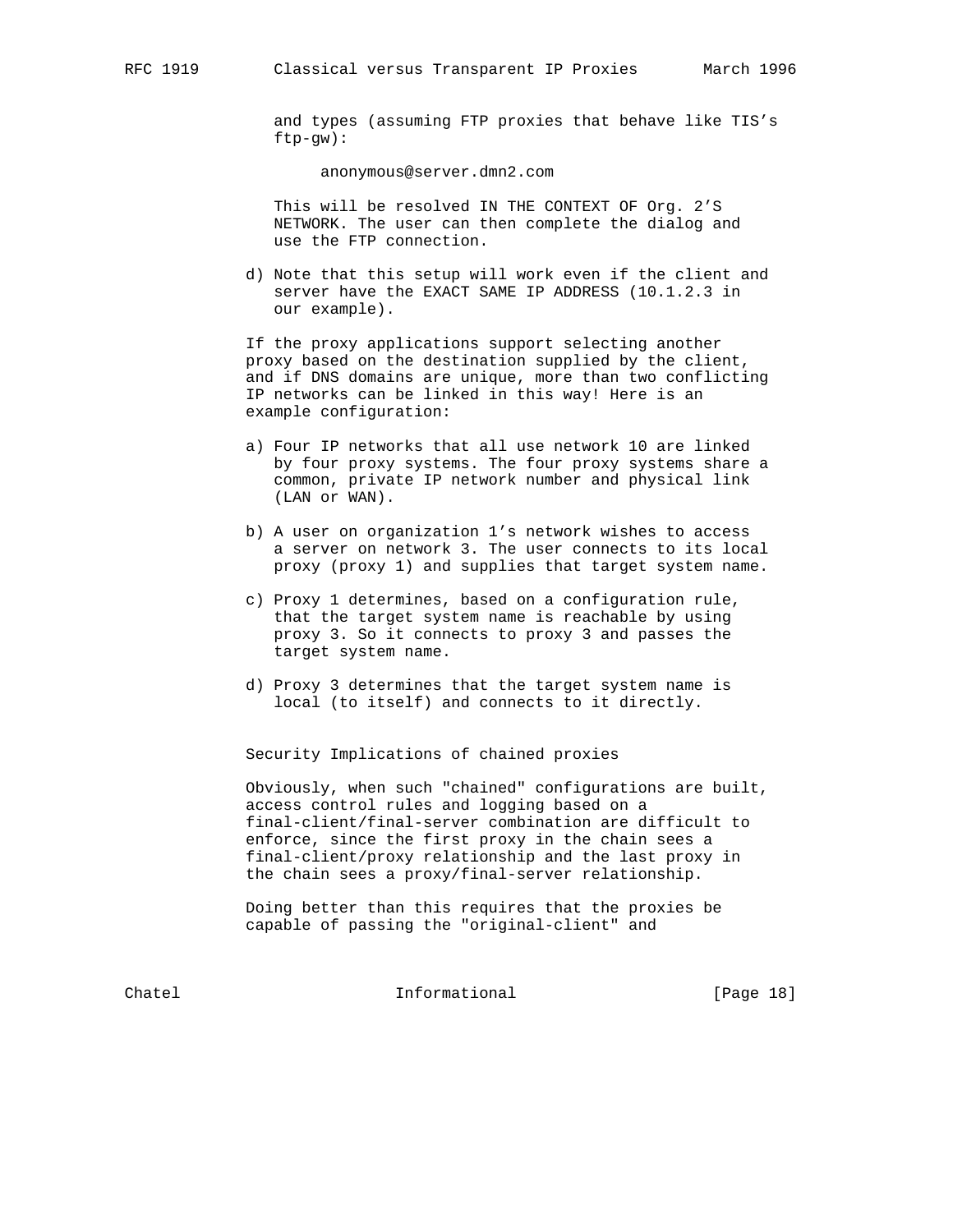and types (assuming FTP proxies that behave like TIS's ftp-gw):

anonymous@server.dmn2.com

This will be resolved IN THE CONTEXT OF Org. 2'S NETWORK. The user can then complete the dialog and use the FTP connection.

d) Note that this setup will work even if the client and server have the EXACT SAME IP ADDRESS (10.1.2.3 in our example).

If the proxy applications support selecting another proxy based on the destination supplied by the client, and if DNS domains are unique, more than two conflicting IP networks can be linked in this way! Here is an example configuration:

a) Four IP networks that all use network 10 are linked by four proxy systems. The four proxy systems share a common, private IP network number and physical link (LAN or WAN).

b) A user on organization 1's network wishes to access a server on network 3. The user connects to its local proxy (proxy 1) and supplies that target system name.

c) Proxy 1 determines, based on a configuration rule, that the target system name is reachable by using proxy 3. So it connects to proxy 3 and passes the target system name.

d) Proxy 3 determines that the target system name is local (to itself) and connects to it directly.

## Security Implications of chained proxies

Obviously, when such "chained" configurations are built, access control rules and logging based on a final-client/final-server combination are difficult to enforce, since the first proxy in the chain sees a final-client/proxy relationship and the last proxy in the chain sees a proxy/final-server relationship.

Doing better than this requires that the proxies be capable of passing the "original-client" and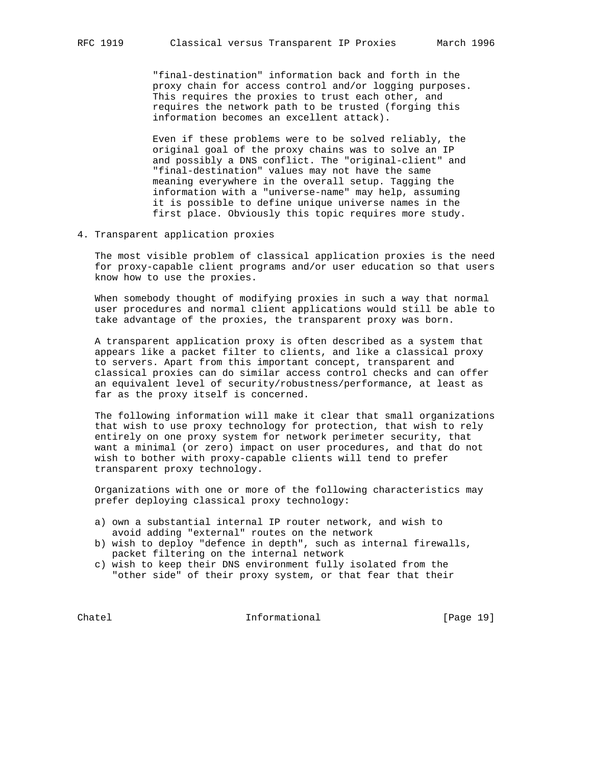"final-destination" information back and forth in the proxy chain for access control and/or logging purposes. This requires the proxies to trust each other, and requires the network path to be trusted (forging this information becomes an excellent attack).

Even if these problems were to be solved reliably, the original goal of the proxy chains was to solve an IP and possibly a DNS conflict. The "original-client" and "final-destination" values may not have the same meaning everywhere in the overall setup. Tagging the information with a "universe-name" may help, assuming it is possible to define unique universe names in the first place. Obviously this topic requires more study.

## 4. Transparent application proxies

The most visible problem of classical application proxies is the need for proxy-capable client programs and/or user education so that users know how to use the proxies.

When somebody thought of modifying proxies in such a way that normal user procedures and normal client applications would still be able to take advantage of the proxies, the transparent proxy was born.

A transparent application proxy is often described as a system that appears like a packet filter to clients, and like a classical proxy to servers. Apart from this important concept, transparent and classical proxies can do similar access control checks and can offer an equivalent level of security/robustness/performance, at least as far as the proxy itself is concerned.

The following information will make it clear that small organizations that wish to use proxy technology for protection, that wish to rely entirely on one proxy system for network perimeter security, that want a minimal (or zero) impact on user procedures, and that do not wish to bother with proxy-capable clients will tend to prefer transparent proxy technology.

Organizations with one or more of the following characteristics may prefer deploying classical proxy technology:

a) own a substantial internal IP router network, and wish to avoid adding "external" routes on the network
b) wish to deploy "defence in depth", such as internal firewalls, packet filtering on the internal network
c) wish to keep their DNS environment fully isolated from the "other side" of their proxy system, or that fear that their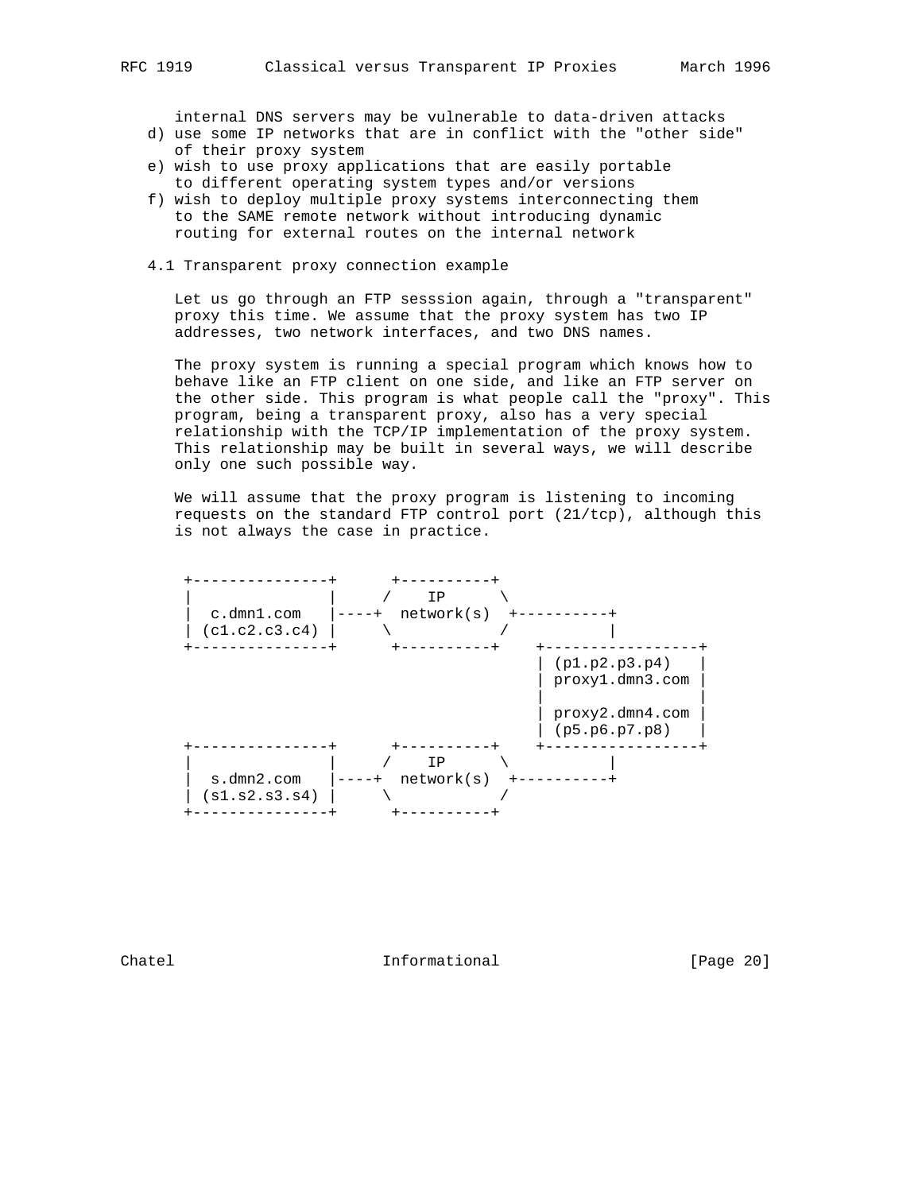internal DNS servers may be vulnerable to data-driven attacks

d) use some IP networks that are in conflict with the "other side" of their proxy system
e) wish to use proxy applications that are easily portable to different operating system types and/or versions
f) wish to deploy multiple proxy systems interconnecting them to the SAME remote network without introducing dynamic routing for external routes on the internal network

## 4.1 Transparent proxy connection example

Let us go through an FTP sesssion again, through a "transparent" proxy this time. We assume that the proxy system has two IP addresses, two network interfaces, and two DNS names.

The proxy system is running a special program which knows how to behave like an FTP client on one side, and like an FTP server on the other side. This program is what people call the "proxy". This program, being a transparent proxy, also has a very special relationship with the TCP/IP implementation of the proxy system. This relationship may be built in several ways, we will describe only one such possible way.

We will assume that the proxy program is listening to incoming requests on the standard FTP control port (21/tcp), although this is not always the case in practice.

```
 +---------------+      +----------+
 |               |     /    IP      \
 |  c.dmn1.com   |----+  network(s)  +----------+
 | (c1.c2.c3.c4) |     \            /           |
 +---------------+      +----------+    +-----------------+
                                        | (p1.p2.p3.p4)   |
                                        | proxy1.dmn3.com |
                                        |                 |
                                        | proxy2.dmn4.com |
                                        | (p5.p6.p7.p8)   |
 +---------------+      +----------+    +-----------------+
 |               |     /    IP      \           |
 |  s.dmn2.com   |----+  network(s)  +----------+
 | (s1.s2.s3.s4) |     \            /
 +---------------+      +----------+
```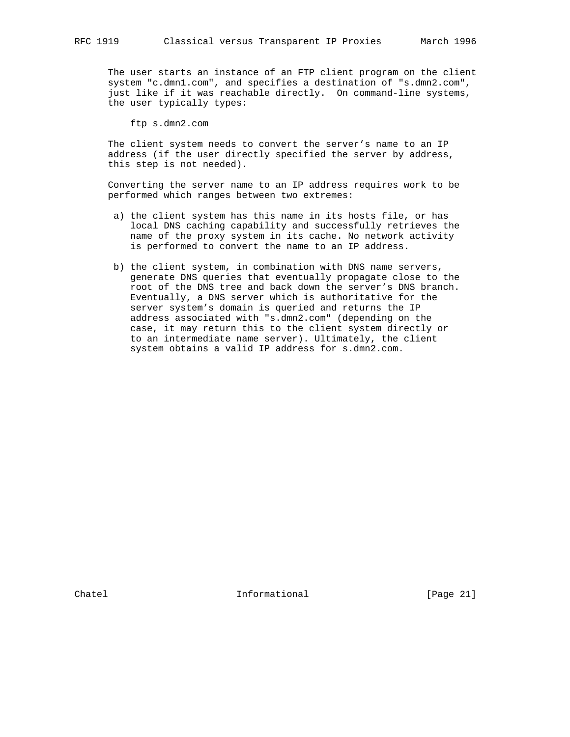The user starts an instance of an FTP client program on the client system "c.dmn1.com", and specifies a destination of "s.dmn2.com", just like if it was reachable directly. On command-line systems, the user typically types:

```
ftp s.dmn2.com
```

The client system needs to convert the server's name to an IP address (if the user directly specified the server by address, this step is not needed).

Converting the server name to an IP address requires work to be performed which ranges between two extremes:

a) the client system has this name in its hosts file, or has local DNS caching capability and successfully retrieves the name of the proxy system in its cache. No network activity is performed to convert the name to an IP address.

b) the client system, in combination with DNS name servers, generate DNS queries that eventually propagate close to the root of the DNS tree and back down the server's DNS branch. Eventually, a DNS server which is authoritative for the server system's domain is queried and returns the IP address associated with "s.dmn2.com" (depending on the case, it may return this to the client system directly or to an intermediate name server). Ultimately, the client system obtains a valid IP address for s.dmn2.com.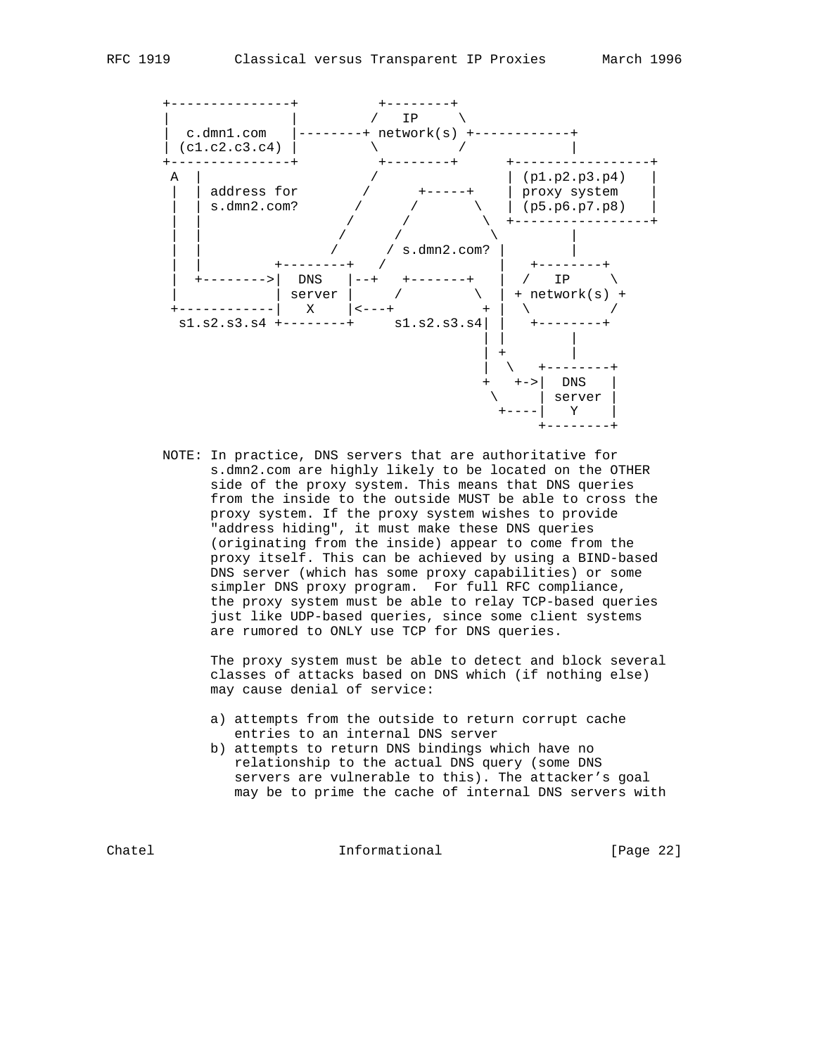```
+---------------+          +--------+
|               |         /   IP     \
|  c.dmn1.com   |--------+ network(s) +------------+
| (c1.c2.c3.c4) |         \          /             |
+---------------+          +--------+      +-----------------+
 A  |                     /                | (p1.p2.p3.p4)   |
 |  | address for        /      +-----+    | proxy system    |
 |  | s.dmn2.com?       /      /       \   | (p5.p6.p7.p8)   |
 |  |                  /      /         \  +-----------------+
 |  |                 /      /           \          |
 |  |                /      / s.dmn2.com? |         |
 |  |         +--------+   /              |   +--------+
 |  +-------->|  DNS   |--+   +-------+   |  /   IP     \
 |            | server |     /         \  | + network(s) +
 +------------|   X    |<---+           + |  \          /
  s1.s2.s3.s4 +--------+     s1.s2.s3.s4| |   +--------+
                                        | |         |
                                        | +         |
                                        |  \   +--------+
                                        +   +->|  DNS   |
                                         \     | server |
                                          +----|   Y    |
                                               +--------+
```

NOTE: In practice, DNS servers that are authoritative for s.dmn2.com are highly likely to be located on the OTHER side of the proxy system. This means that DNS queries from the inside to the outside MUST be able to cross the proxy system. If the proxy system wishes to provide "address hiding", it must make these DNS queries (originating from the inside) appear to come from the proxy itself. This can be achieved by using a BIND-based DNS server (which has some proxy capabilities) or some simpler DNS proxy program. For full RFC compliance, the proxy system must be able to relay TCP-based queries just like UDP-based queries, since some client systems are rumored to ONLY use TCP for DNS queries.

The proxy system must be able to detect and block several classes of attacks based on DNS which (if nothing else) may cause denial of service:

a) attempts from the outside to return corrupt cache entries to an internal DNS server
b) attempts to return DNS bindings which have no relationship to the actual DNS query (some DNS servers are vulnerable to this). The attacker's goal may be to prime the cache of internal DNS servers with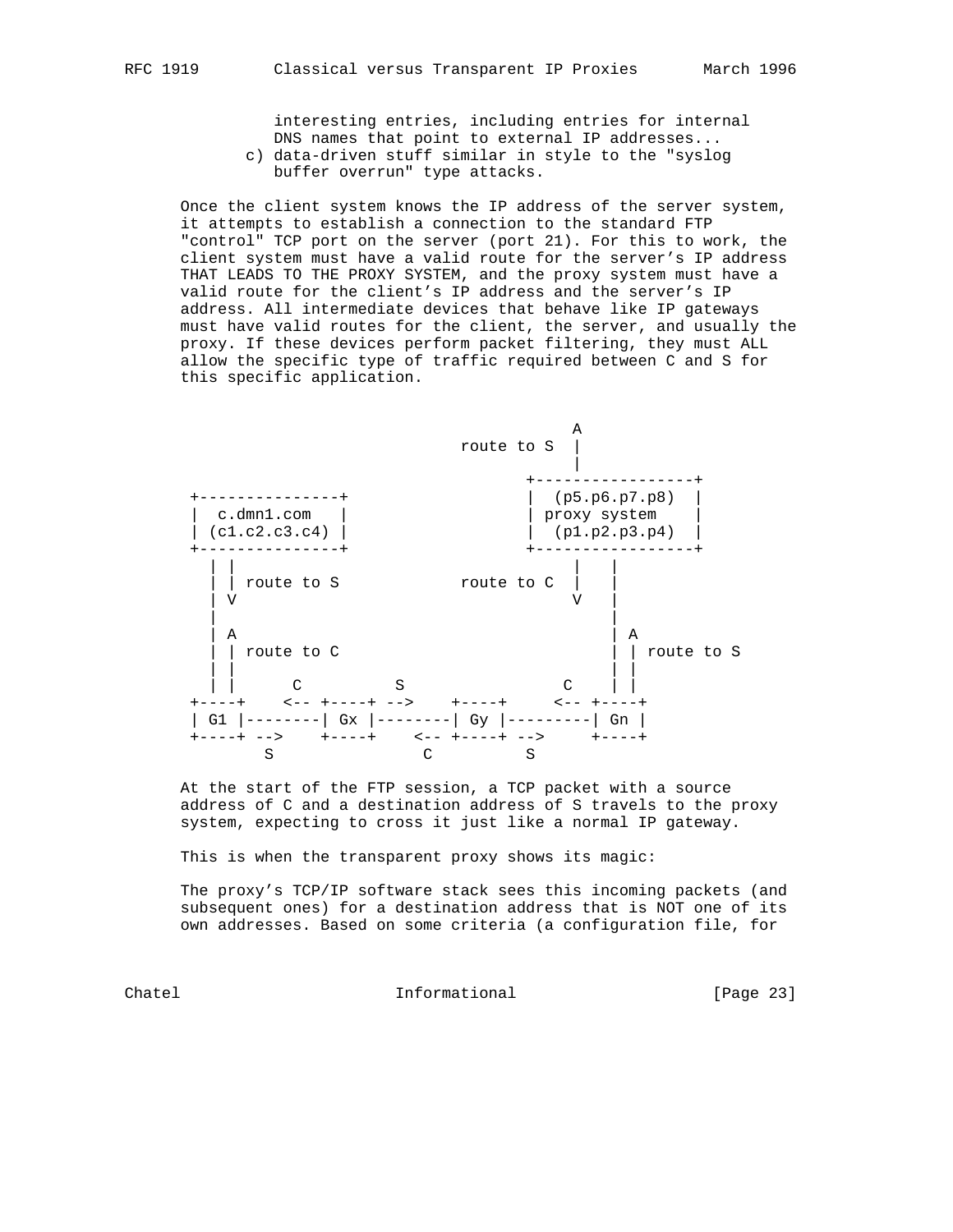interesting entries, including entries for internal
   DNS names that point to external IP addresses...

c) data-driven stuff similar in style to the "syslog buffer overrun" type attacks.

Once the client system knows the IP address of the server system, it attempts to establish a connection to the standard FTP "control" TCP port on the server (port 21). For this to work, the client system must have a valid route for the server's IP address THAT LEADS TO THE PROXY SYSTEM, and the proxy system must have a valid route for the client's IP address and the server's IP address. All intermediate devices that behave like IP gateways must have valid routes for the client, the server, and usually the proxy. If these devices perform packet filtering, they must ALL allow the specific type of traffic required between C and S for this specific application.

```
                                                A
                                   route to S  |
                                               |
                                          +-----------------+
 +---------------+                        |  (p5.p6.p7.p8)  |
 |  c.dmn1.com   |                        | proxy system    |
 | (c1.c2.c3.c4) |                        |  (p1.p2.p3.p4)  |
 +---------------+                        +-----------------+
   | |                                          |   |
   | | route to S              route to C  |   |
   | V                                          V   |
   |                                                |
   | A                                              | A
   | | route to C                                   | | route to S
   | |                                              | |
   | |      C          S               C    | |
 +----+    <-- +----+ -->    +----+     <-- +----+
 | G1 |--------| Gx |--------| Gy |---------| Gn |
 +----+ -->    +----+    <-- +----+ -->     +----+
        S               C          S
```

At the start of the FTP session, a TCP packet with a source address of C and a destination address of S travels to the proxy system, expecting to cross it just like a normal IP gateway.

This is when the transparent proxy shows its magic:

The proxy's TCP/IP software stack sees this incoming packets (and subsequent ones) for a destination address that is NOT one of its own addresses. Based on some criteria (a configuration file, for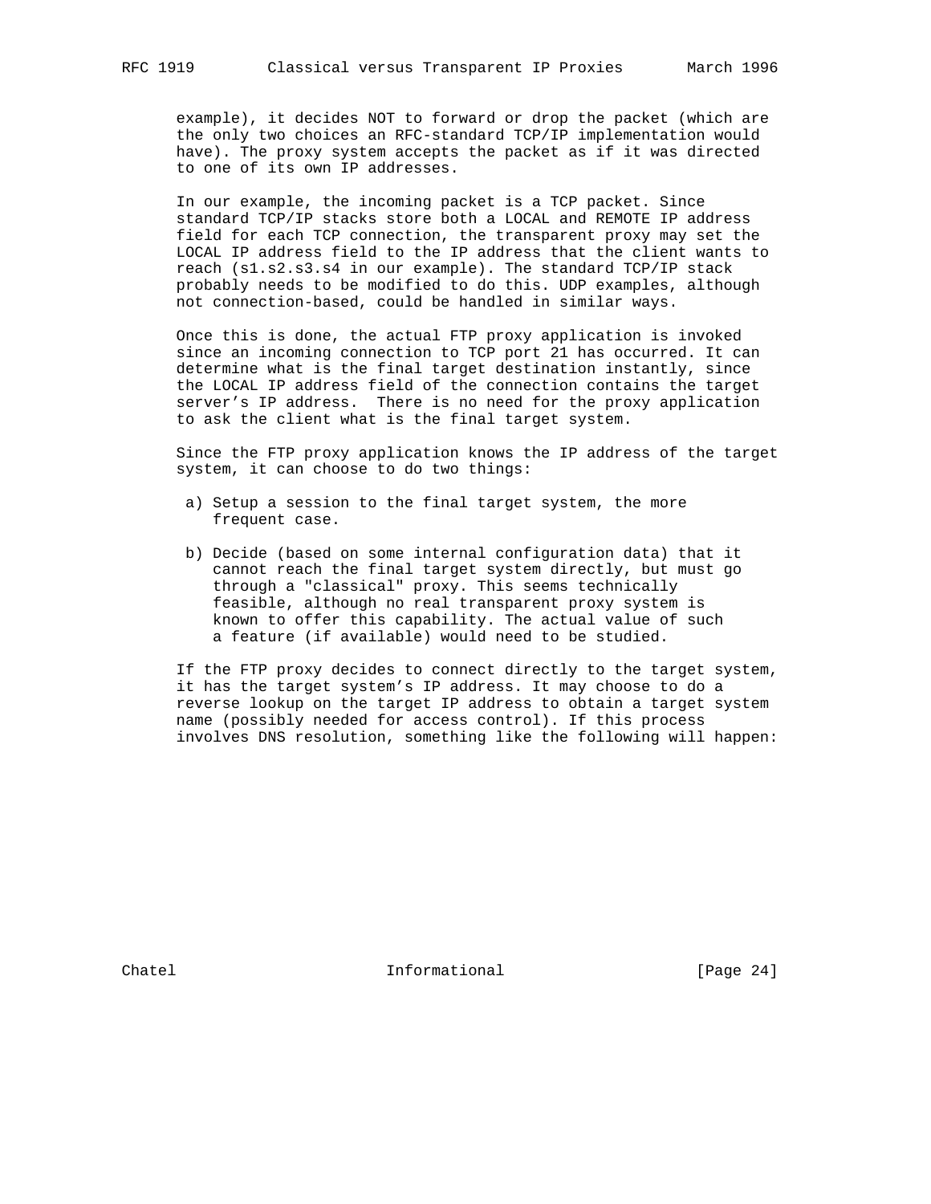example), it decides NOT to forward or drop the packet (which are the only two choices an RFC-standard TCP/IP implementation would have). The proxy system accepts the packet as if it was directed to one of its own IP addresses.

In our example, the incoming packet is a TCP packet. Since standard TCP/IP stacks store both a LOCAL and REMOTE IP address field for each TCP connection, the transparent proxy may set the LOCAL IP address field to the IP address that the client wants to reach (s1.s2.s3.s4 in our example). The standard TCP/IP stack probably needs to be modified to do this. UDP examples, although not connection-based, could be handled in similar ways.

Once this is done, the actual FTP proxy application is invoked since an incoming connection to TCP port 21 has occurred. It can determine what is the final target destination instantly, since the LOCAL IP address field of the connection contains the target server's IP address. There is no need for the proxy application to ask the client what is the final target system.

Since the FTP proxy application knows the IP address of the target system, it can choose to do two things:

a) Setup a session to the final target system, the more frequent case.

b) Decide (based on some internal configuration data) that it cannot reach the final target system directly, but must go through a "classical" proxy. This seems technically feasible, although no real transparent proxy system is known to offer this capability. The actual value of such a feature (if available) would need to be studied.

If the FTP proxy decides to connect directly to the target system, it has the target system's IP address. It may choose to do a reverse lookup on the target IP address to obtain a target system name (possibly needed for access control). If this process involves DNS resolution, something like the following will happen: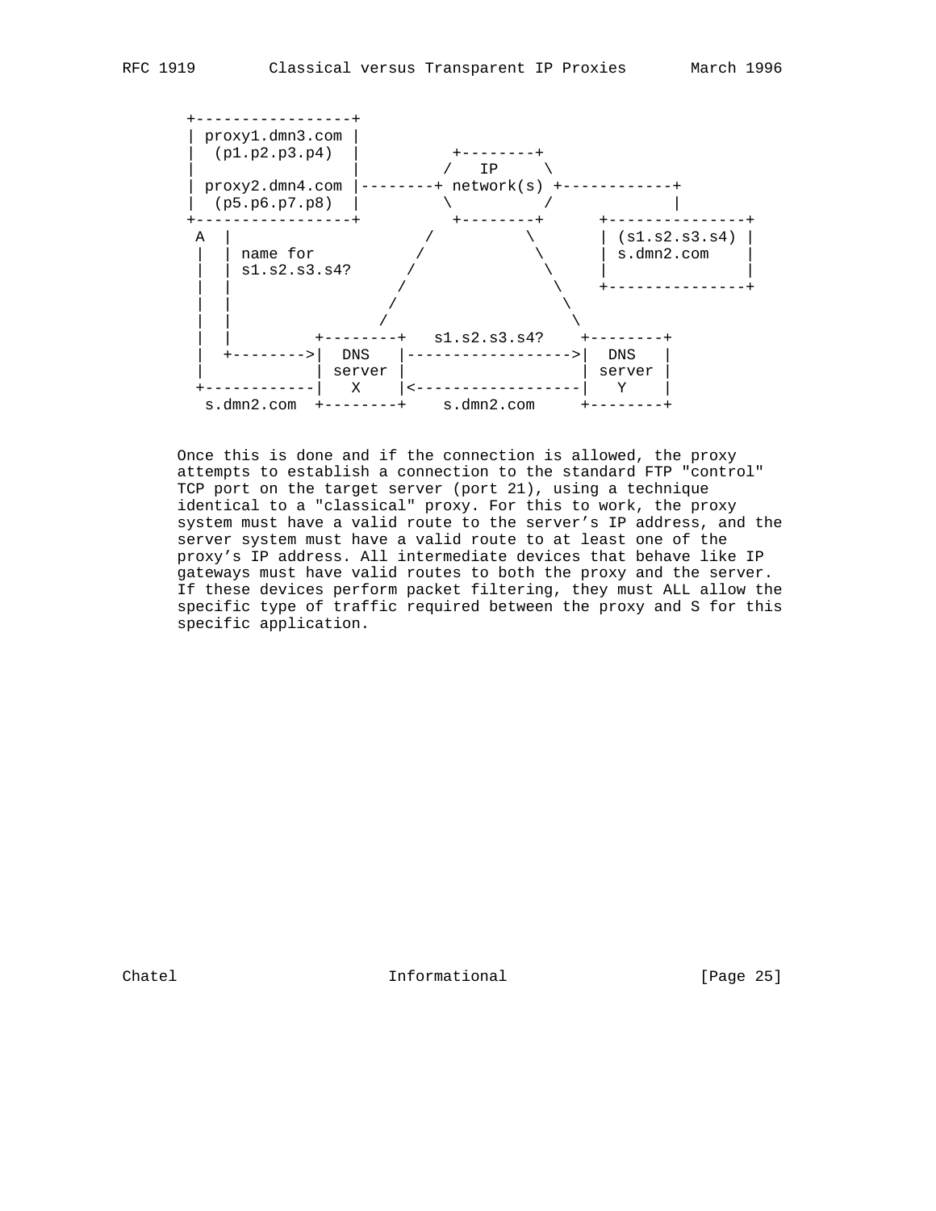```
 +-----------------+
 | proxy1.dmn3.com |
 |  (p1.p2.p3.p4)  |          +--------+
 |                 |         /   IP     \
 | proxy2.dmn4.com |--------+ network(s) +------------+
 |  (p5.p6.p7.p8)  |         \          /             |
 +-----------------+          +--------+      +---------------+
  A  |                       /          \     | (s1.s2.s3.s4) |
  |  | name for             /            \    | s.dmn2.com    |
  |  | s1.s2.s3.s4?        /              \   |               |
  |  |                    /                \  +---------------+
  |  |                   /                  \
  |  |                  /                    \
  |  |         +--------+   s1.s2.s3.s4?    +--------+
  |  +-------->|  DNS   |------------------>|  DNS   |
  |            | server |                   | server |
  +------------|   X    |<------------------|   Y    |
   s.dmn2.com  +--------+    s.dmn2.com     +--------+
```

Once this is done and if the connection is allowed, the proxy attempts to establish a connection to the standard FTP "control" TCP port on the target server (port 21), using a technique identical to a "classical" proxy. For this to work, the proxy system must have a valid route to the server's IP address, and the server system must have a valid route to at least one of the proxy's IP address. All intermediate devices that behave like IP gateways must have valid routes to both the proxy and the server. If these devices perform packet filtering, they must ALL allow the specific type of traffic required between the proxy and S for this specific application.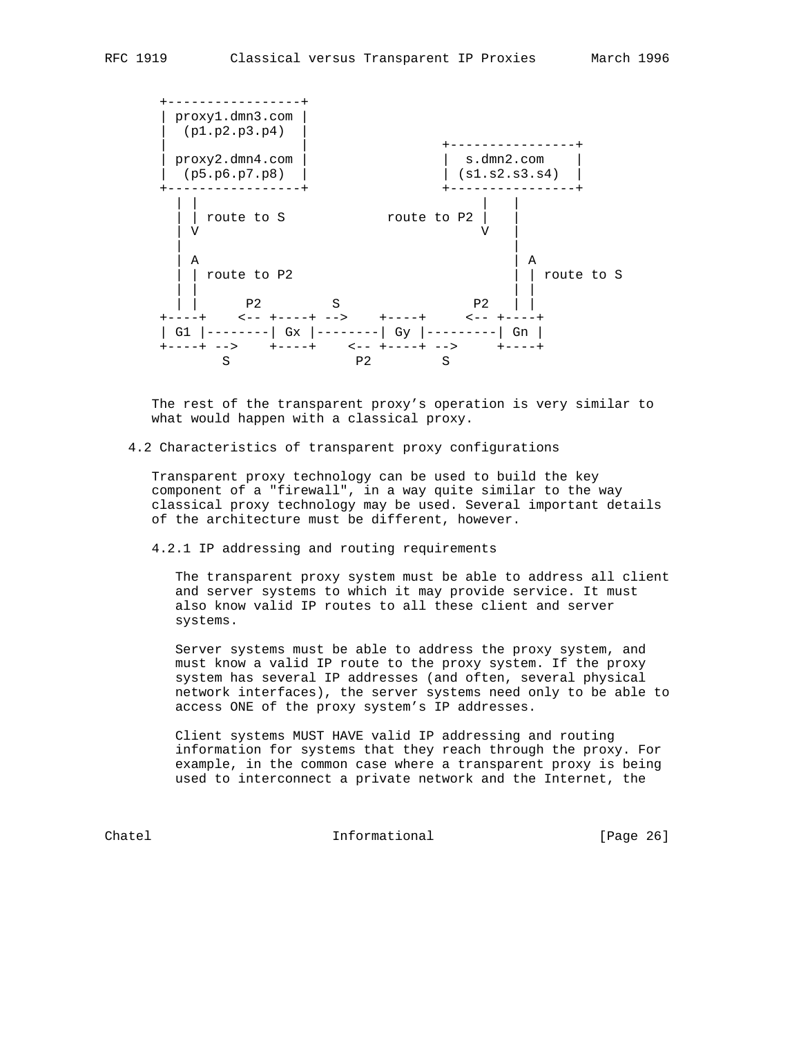```
 +-----------------+
 | proxy1.dmn3.com |
 |  (p1.p2.p3.p4)  |
 |                 |                +----------------+
 | proxy2.dmn4.com |                |  s.dmn2.com    |
 |  (p5.p6.p7.p8)  |                | (s1.s2.s3.s4)  |
 +-----------------+                +----------------+
   | |                                    |   |
   | | route to S            route to P2 |   |
   | V                                    V   |
   |                                          |
   | A                                        | A
   | | route to P2                            | | route to S
   | |                                        | |
   | |      P2         S              P2      | |
 +----+    <-- +----+ -->    +----+     <-- +----+
 | G1 |--------| Gx |--------| Gy |---------| Gn |
 +----+ -->    +----+    <-- +----+ -->     +----+
       S                P2         S
```

The rest of the transparent proxy's operation is very similar to what would happen with a classical proxy.

## 4.2 Characteristics of transparent proxy configurations

Transparent proxy technology can be used to build the key component of a "firewall", in a way quite similar to the way classical proxy technology may be used. Several important details of the architecture must be different, however.

### 4.2.1 IP addressing and routing requirements

The transparent proxy system must be able to address all client and server systems to which it may provide service. It must also know valid IP routes to all these client and server systems.

Server systems must be able to address the proxy system, and must know a valid IP route to the proxy system. If the proxy system has several IP addresses (and often, several physical network interfaces), the server systems need only to be able to access ONE of the proxy system's IP addresses.

Client systems MUST HAVE valid IP addressing and routing information for systems that they reach through the proxy. For example, in the common case where a transparent proxy is being used to interconnect a private network and the Internet, the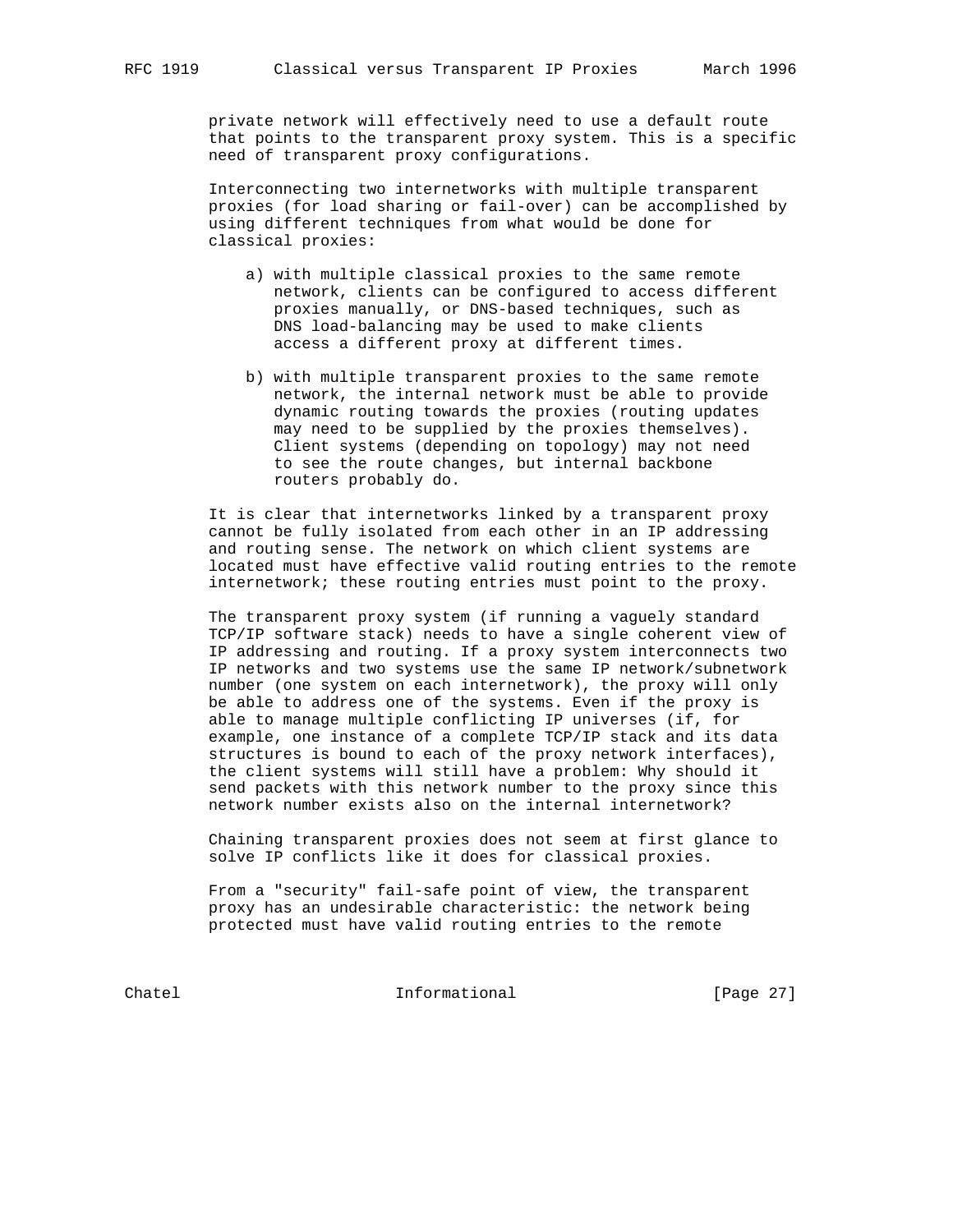private network will effectively need to use a default route that points to the transparent proxy system. This is a specific need of transparent proxy configurations.

Interconnecting two internetworks with multiple transparent proxies (for load sharing or fail-over) can be accomplished by using different techniques from what would be done for classical proxies:

a) with multiple classical proxies to the same remote network, clients can be configured to access different proxies manually, or DNS-based techniques, such as DNS load-balancing may be used to make clients access a different proxy at different times.

b) with multiple transparent proxies to the same remote network, the internal network must be able to provide dynamic routing towards the proxies (routing updates may need to be supplied by the proxies themselves). Client systems (depending on topology) may not need to see the route changes, but internal backbone routers probably do.

It is clear that internetworks linked by a transparent proxy cannot be fully isolated from each other in an IP addressing and routing sense. The network on which client systems are located must have effective valid routing entries to the remote internetwork; these routing entries must point to the proxy.

The transparent proxy system (if running a vaguely standard TCP/IP software stack) needs to have a single coherent view of IP addressing and routing. If a proxy system interconnects two IP networks and two systems use the same IP network/subnetwork number (one system on each internetwork), the proxy will only be able to address one of the systems. Even if the proxy is able to manage multiple conflicting IP universes (if, for example, one instance of a complete TCP/IP stack and its data structures is bound to each of the proxy network interfaces), the client systems will still have a problem: Why should it send packets with this network number to the proxy since this network number exists also on the internal internetwork?

Chaining transparent proxies does not seem at first glance to solve IP conflicts like it does for classical proxies.

From a "security" fail-safe point of view, the transparent proxy has an undesirable characteristic: the network being protected must have valid routing entries to the remote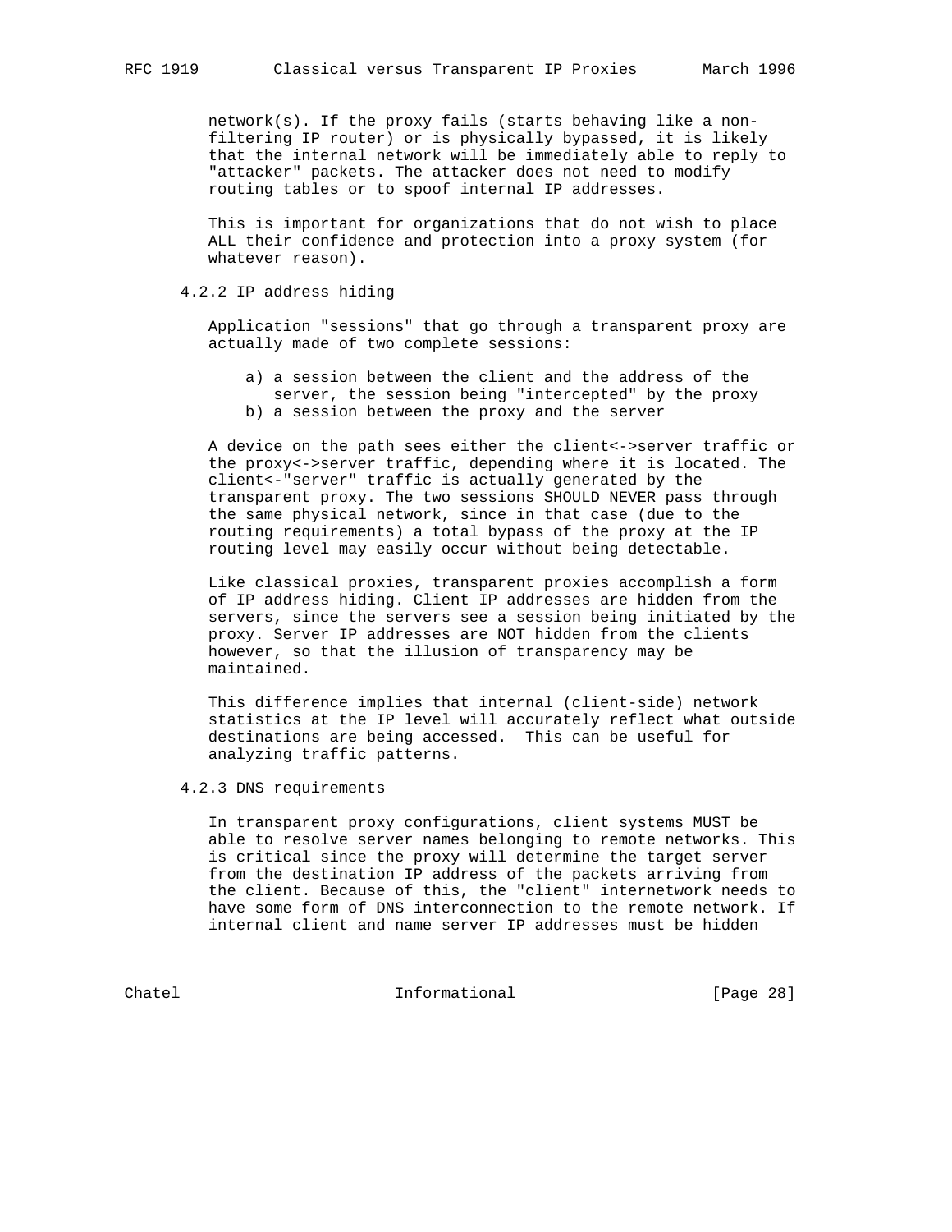network(s). If the proxy fails (starts behaving like a non-filtering IP router) or is physically bypassed, it is likely that the internal network will be immediately able to reply to "attacker" packets. The attacker does not need to modify routing tables or to spoof internal IP addresses.

This is important for organizations that do not wish to place ALL their confidence and protection into a proxy system (for whatever reason).

### 4.2.2 IP address hiding

Application "sessions" that go through a transparent proxy are actually made of two complete sessions:

a) a session between the client and the address of the server, the session being "intercepted" by the proxy
b) a session between the proxy and the server

A device on the path sees either the client<->server traffic or the proxy<->server traffic, depending where it is located. The client<-"server" traffic is actually generated by the transparent proxy. The two sessions SHOULD NEVER pass through the same physical network, since in that case (due to the routing requirements) a total bypass of the proxy at the IP routing level may easily occur without being detectable.

Like classical proxies, transparent proxies accomplish a form of IP address hiding. Client IP addresses are hidden from the servers, since the servers see a session being initiated by the proxy. Server IP addresses are NOT hidden from the clients however, so that the illusion of transparency may be maintained.

This difference implies that internal (client-side) network statistics at the IP level will accurately reflect what outside destinations are being accessed. This can be useful for analyzing traffic patterns.

### 4.2.3 DNS requirements

In transparent proxy configurations, client systems MUST be able to resolve server names belonging to remote networks. This is critical since the proxy will determine the target server from the destination IP address of the packets arriving from the client. Because of this, the "client" internetwork needs to have some form of DNS interconnection to the remote network. If internal client and name server IP addresses must be hidden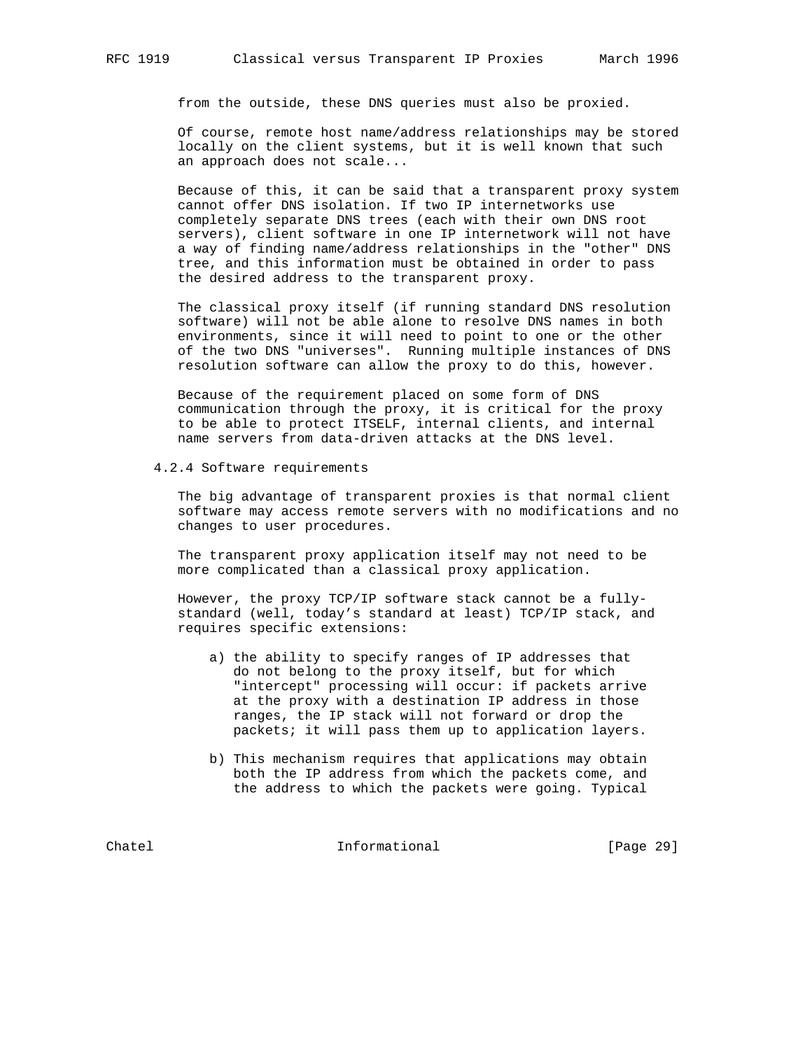from the outside, these DNS queries must also be proxied.

Of course, remote host name/address relationships may be stored locally on the client systems, but it is well known that such an approach does not scale...

Because of this, it can be said that a transparent proxy system cannot offer DNS isolation. If two IP internetworks use completely separate DNS trees (each with their own DNS root servers), client software in one IP internetwork will not have a way of finding name/address relationships in the "other" DNS tree, and this information must be obtained in order to pass the desired address to the transparent proxy.

The classical proxy itself (if running standard DNS resolution software) will not be able alone to resolve DNS names in both environments, since it will need to point to one or the other of the two DNS "universes". Running multiple instances of DNS resolution software can allow the proxy to do this, however.

Because of the requirement placed on some form of DNS communication through the proxy, it is critical for the proxy to be able to protect ITSELF, internal clients, and internal name servers from data-driven attacks at the DNS level.

### 4.2.4 Software requirements

The big advantage of transparent proxies is that normal client software may access remote servers with no modifications and no changes to user procedures.

The transparent proxy application itself may not need to be more complicated than a classical proxy application.

However, the proxy TCP/IP software stack cannot be a fully-standard (well, today's standard at least) TCP/IP stack, and requires specific extensions:

a) the ability to specify ranges of IP addresses that do not belong to the proxy itself, but for which "intercept" processing will occur: if packets arrive at the proxy with a destination IP address in those ranges, the IP stack will not forward or drop the packets; it will pass them up to application layers.

b) This mechanism requires that applications may obtain both the IP address from which the packets come, and the address to which the packets were going. Typical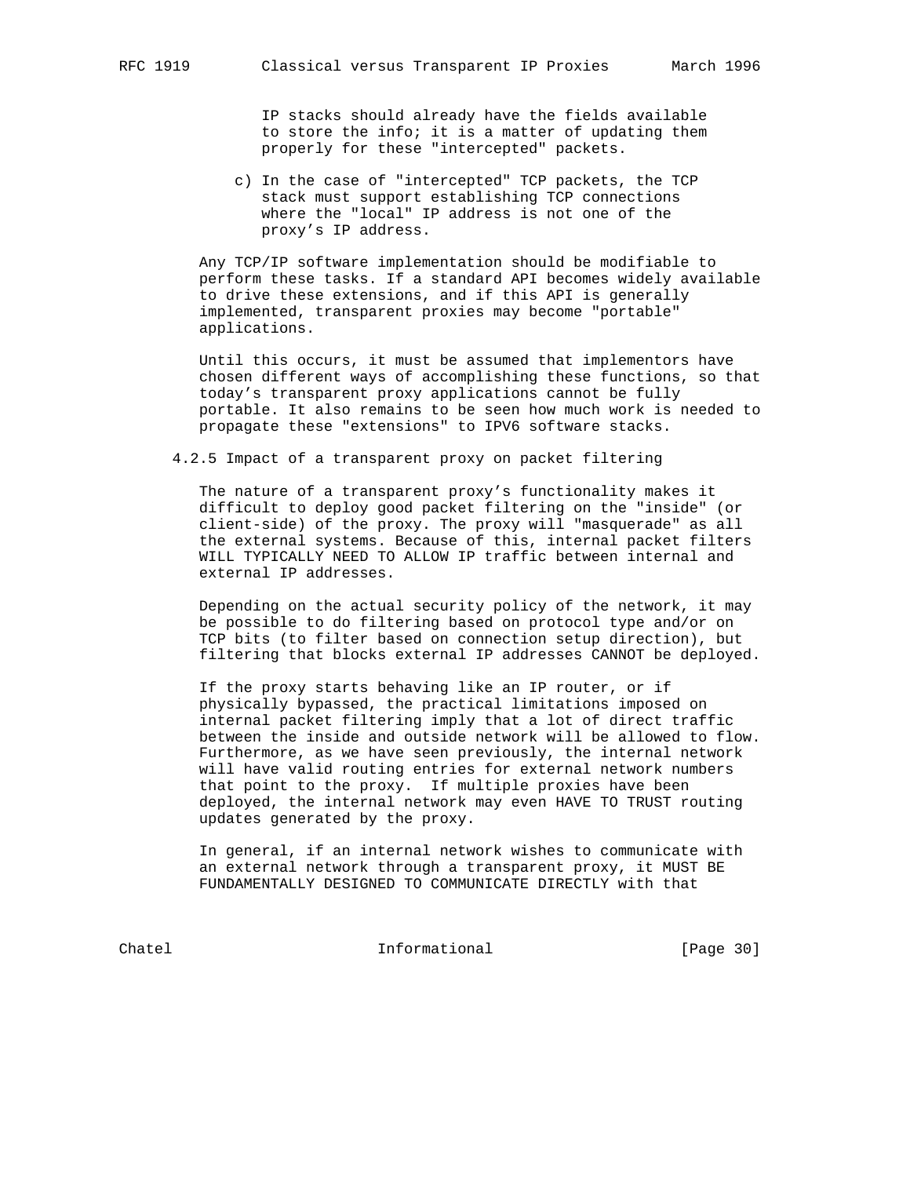IP stacks should already have the fields available to store the info; it is a matter of updating them properly for these "intercepted" packets.

c) In the case of "intercepted" TCP packets, the TCP stack must support establishing TCP connections where the "local" IP address is not one of the proxy's IP address.

Any TCP/IP software implementation should be modifiable to perform these tasks. If a standard API becomes widely available to drive these extensions, and if this API is generally implemented, transparent proxies may become "portable" applications.

Until this occurs, it must be assumed that implementors have chosen different ways of accomplishing these functions, so that today's transparent proxy applications cannot be fully portable. It also remains to be seen how much work is needed to propagate these "extensions" to IPV6 software stacks.

### 4.2.5 Impact of a transparent proxy on packet filtering

The nature of a transparent proxy's functionality makes it difficult to deploy good packet filtering on the "inside" (or client-side) of the proxy. The proxy will "masquerade" as all the external systems. Because of this, internal packet filters WILL TYPICALLY NEED TO ALLOW IP traffic between internal and external IP addresses.

Depending on the actual security policy of the network, it may be possible to do filtering based on protocol type and/or on TCP bits (to filter based on connection setup direction), but filtering that blocks external IP addresses CANNOT be deployed.

If the proxy starts behaving like an IP router, or if physically bypassed, the practical limitations imposed on internal packet filtering imply that a lot of direct traffic between the inside and outside network will be allowed to flow. Furthermore, as we have seen previously, the internal network will have valid routing entries for external network numbers that point to the proxy. If multiple proxies have been deployed, the internal network may even HAVE TO TRUST routing updates generated by the proxy.

In general, if an internal network wishes to communicate with an external network through a transparent proxy, it MUST BE FUNDAMENTALLY DESIGNED TO COMMUNICATE DIRECTLY with that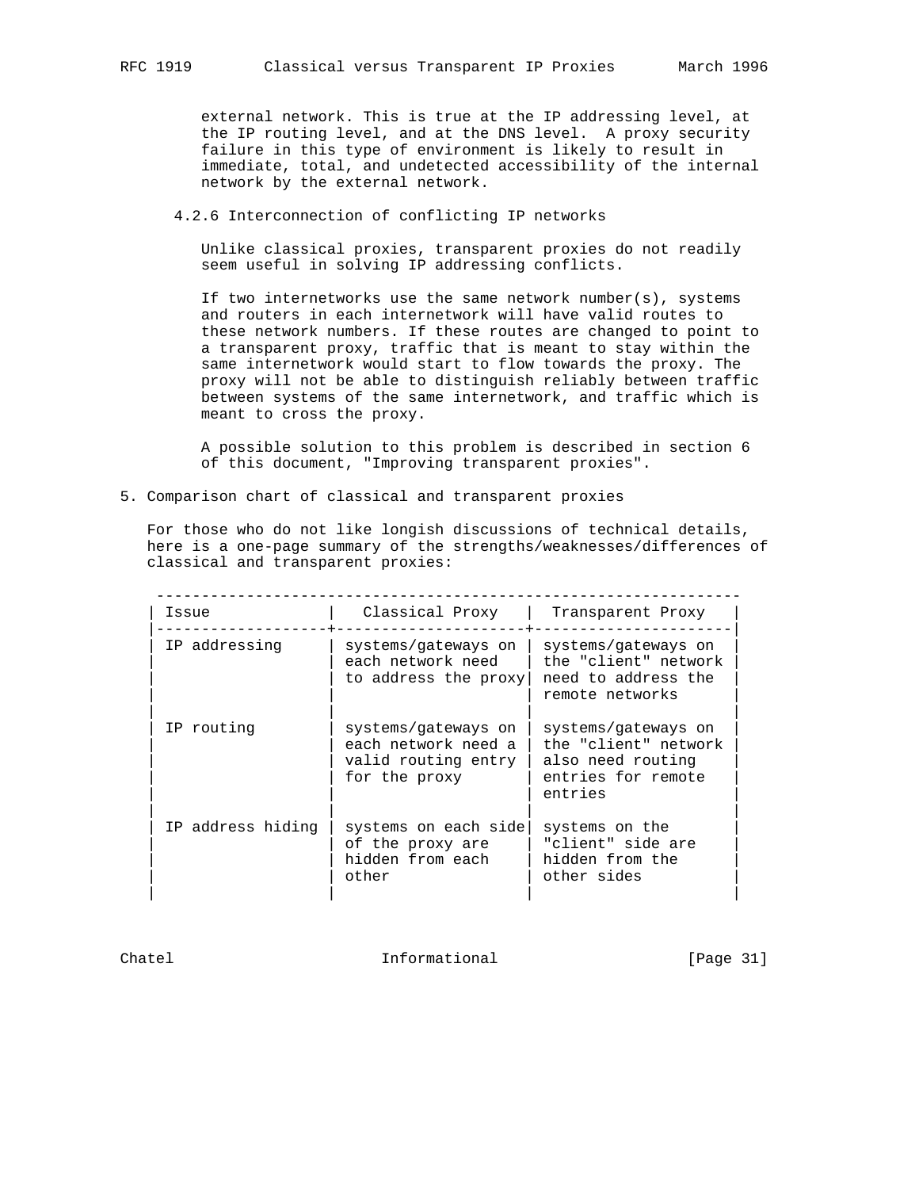external network. This is true at the IP addressing level, at the IP routing level, and at the DNS level. A proxy security failure in this type of environment is likely to result in immediate, total, and undetected accessibility of the internal network by the external network.

### 4.2.6 Interconnection of conflicting IP networks

Unlike classical proxies, transparent proxies do not readily seem useful in solving IP addressing conflicts.

If two internetworks use the same network number(s), systems and routers in each internetwork will have valid routes to these network numbers. If these routes are changed to point to a transparent proxy, traffic that is meant to stay within the same internetwork would start to flow towards the proxy. The proxy will not be able to distinguish reliably between traffic between systems of the same internetwork, and traffic which is meant to cross the proxy.

A possible solution to this problem is described in section 6 of this document, "Improving transparent proxies".

## 5. Comparison chart of classical and transparent proxies

For those who do not like longish discussions of technical details, here is a one-page summary of the strengths/weaknesses/differences of classical and transparent proxies:

| Issue | Classical Proxy | Transparent Proxy |
|---|---|---|
| IP addressing | systems/gateways on each network need to address the proxy | systems/gateways on the "client" network need to address the remote networks |
| IP routing | systems/gateways on each network need a valid routing entry for the proxy | systems/gateways on the "client" network also need routing entries for remote entries |
| IP address hiding | systems on each side of the proxy are hidden from each other | systems on the "client" side are hidden from the other sides |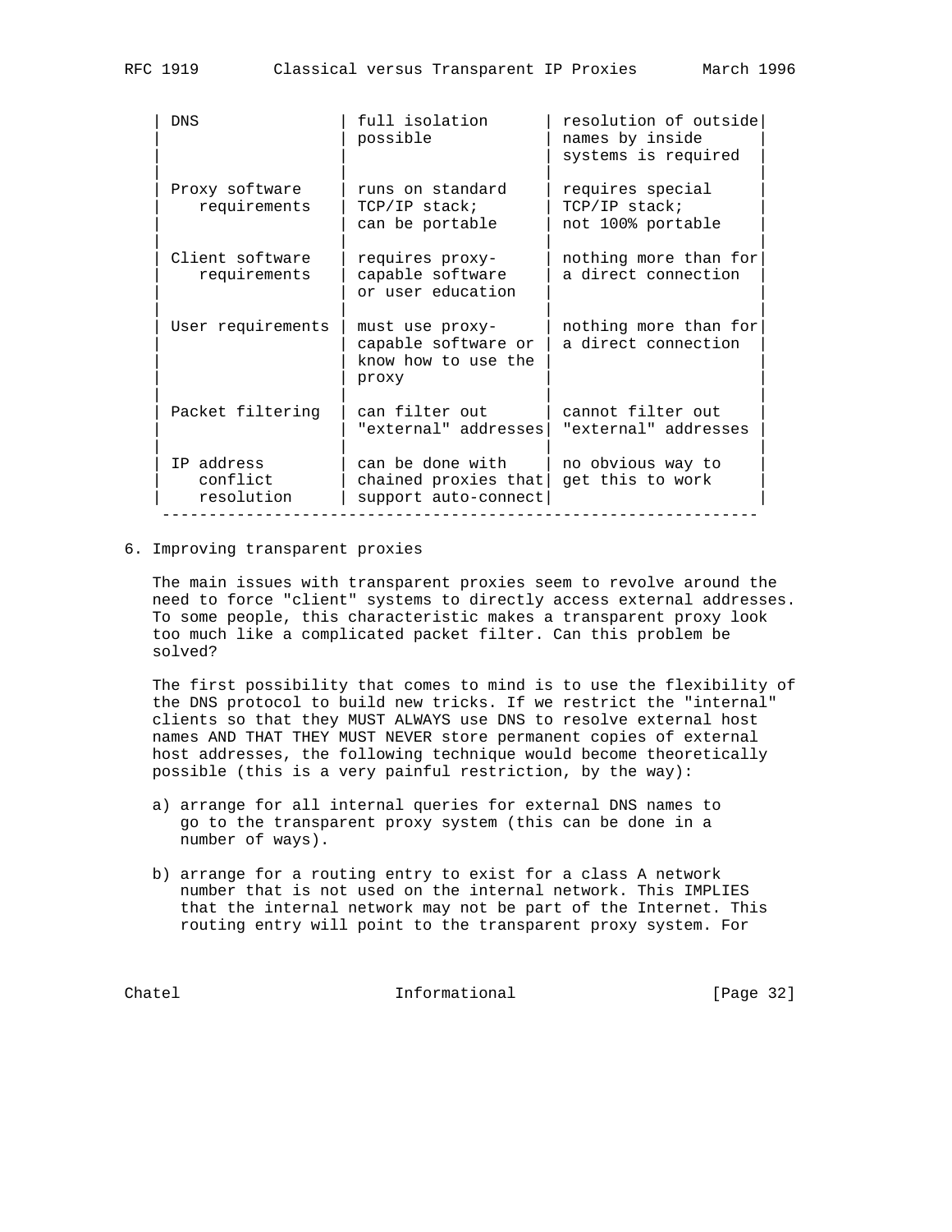| DNS | full isolation possible | resolution of outside names by inside systems is required |
|---|---|---|
| Proxy software requirements | runs on standard TCP/IP stack; can be portable | requires special TCP/IP stack; not 100% portable |
| Client software requirements | requires proxy-capable software or user education | nothing more than for a direct connection |
| User requirements | must use proxy-capable software or know how to use the proxy | nothing more than for a direct connection |
| Packet filtering | can filter out "external" addresses | cannot filter out "external" addresses |
| IP address conflict resolution | can be done with chained proxies that support auto-connect | no obvious way to get this to work |

## 6. Improving transparent proxies

The main issues with transparent proxies seem to revolve around the need to force "client" systems to directly access external addresses. To some people, this characteristic makes a transparent proxy look too much like a complicated packet filter. Can this problem be solved?

The first possibility that comes to mind is to use the flexibility of the DNS protocol to build new tricks. If we restrict the "internal" clients so that they MUST ALWAYS use DNS to resolve external host names AND THAT THEY MUST NEVER store permanent copies of external host addresses, the following technique would become theoretically possible (this is a very painful restriction, by the way):

a) arrange for all internal queries for external DNS names to go to the transparent proxy system (this can be done in a number of ways).

b) arrange for a routing entry to exist for a class A network number that is not used on the internal network. This IMPLIES that the internal network may not be part of the Internet. This routing entry will point to the transparent proxy system. For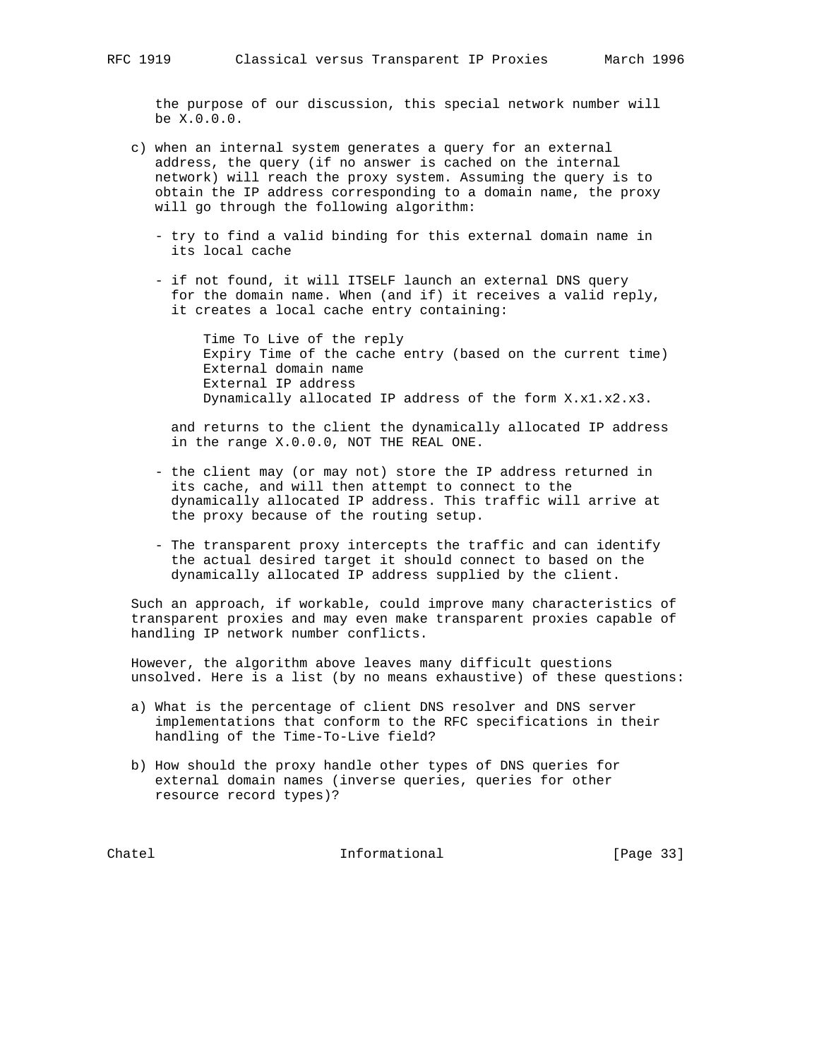the purpose of our discussion, this special network number will be X.0.0.0.

c) when an internal system generates a query for an external address, the query (if no answer is cached on the internal network) will reach the proxy system. Assuming the query is to obtain the IP address corresponding to a domain name, the proxy will go through the following algorithm:

   - try to find a valid binding for this external domain name in its local cache

   - if not found, it will ITSELF launch an external DNS query for the domain name. When (and if) it receives a valid reply, it creates a local cache entry containing:

     Time To Live of the reply
     Expiry Time of the cache entry (based on the current time)
     External domain name
     External IP address
     Dynamically allocated IP address of the form X.x1.x2.x3.

     and returns to the client the dynamically allocated IP address in the range X.0.0.0, NOT THE REAL ONE.

   - the client may (or may not) store the IP address returned in its cache, and will then attempt to connect to the dynamically allocated IP address. This traffic will arrive at the proxy because of the routing setup.

   - The transparent proxy intercepts the traffic and can identify the actual desired target it should connect to based on the dynamically allocated IP address supplied by the client.

Such an approach, if workable, could improve many characteristics of transparent proxies and may even make transparent proxies capable of handling IP network number conflicts.

However, the algorithm above leaves many difficult questions unsolved. Here is a list (by no means exhaustive) of these questions:

a) What is the percentage of client DNS resolver and DNS server implementations that conform to the RFC specifications in their handling of the Time-To-Live field?

b) How should the proxy handle other types of DNS queries for external domain names (inverse queries, queries for other resource record types)?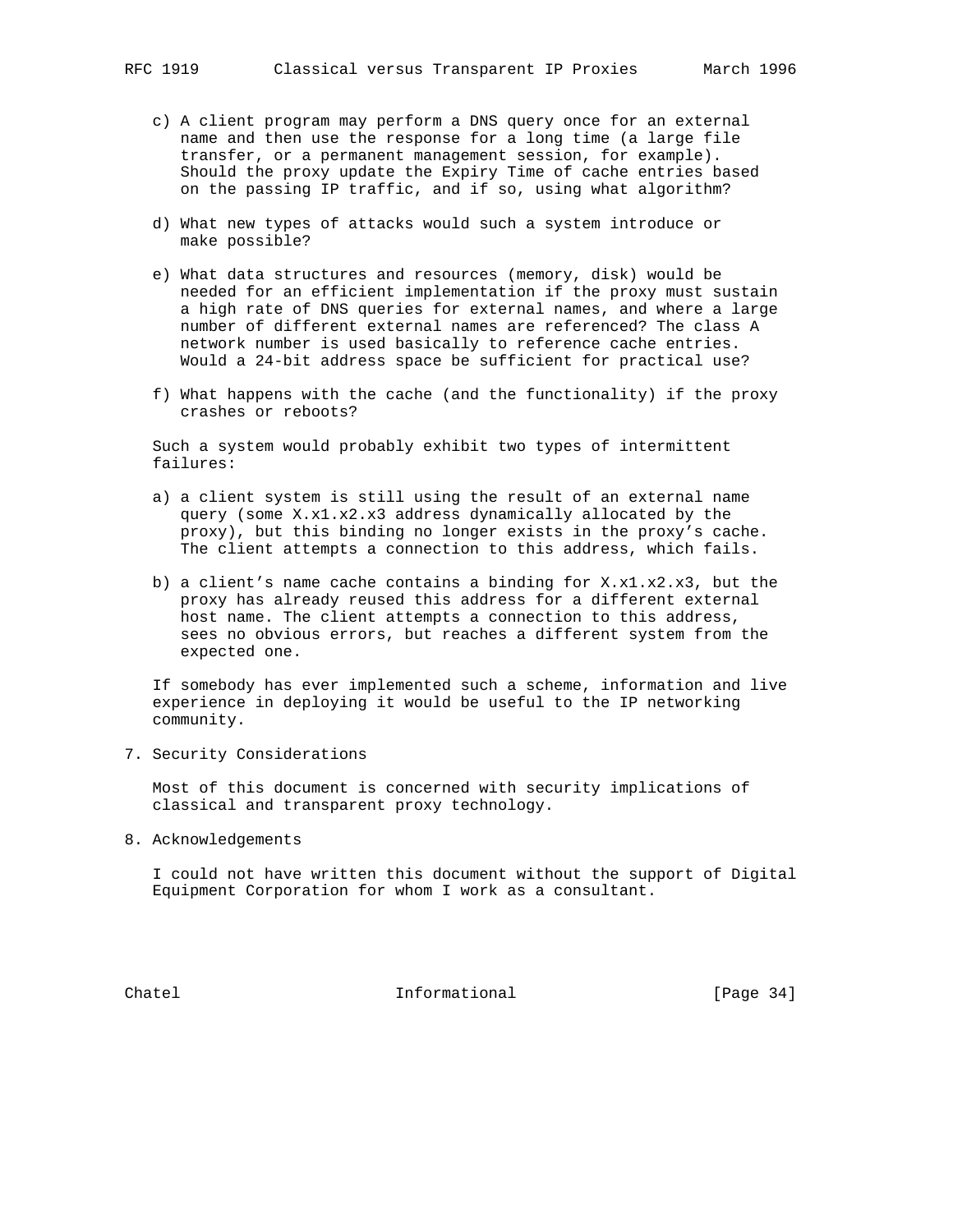c) A client program may perform a DNS query once for an external name and then use the response for a long time (a large file transfer, or a permanent management session, for example). Should the proxy update the Expiry Time of cache entries based on the passing IP traffic, and if so, using what algorithm?

d) What new types of attacks would such a system introduce or make possible?

e) What data structures and resources (memory, disk) would be needed for an efficient implementation if the proxy must sustain a high rate of DNS queries for external names, and where a large number of different external names are referenced? The class A network number is used basically to reference cache entries. Would a 24-bit address space be sufficient for practical use?

f) What happens with the cache (and the functionality) if the proxy crashes or reboots?

Such a system would probably exhibit two types of intermittent failures:

a) a client system is still using the result of an external name query (some X.x1.x2.x3 address dynamically allocated by the proxy), but this binding no longer exists in the proxy's cache. The client attempts a connection to this address, which fails.

b) a client's name cache contains a binding for X.x1.x2.x3, but the proxy has already reused this address for a different external host name. The client attempts a connection to this address, sees no obvious errors, but reaches a different system from the expected one.

If somebody has ever implemented such a scheme, information and live experience in deploying it would be useful to the IP networking community.

## 7. Security Considerations

Most of this document is concerned with security implications of classical and transparent proxy technology.

## 8. Acknowledgements

I could not have written this document without the support of Digital Equipment Corporation for whom I work as a consultant.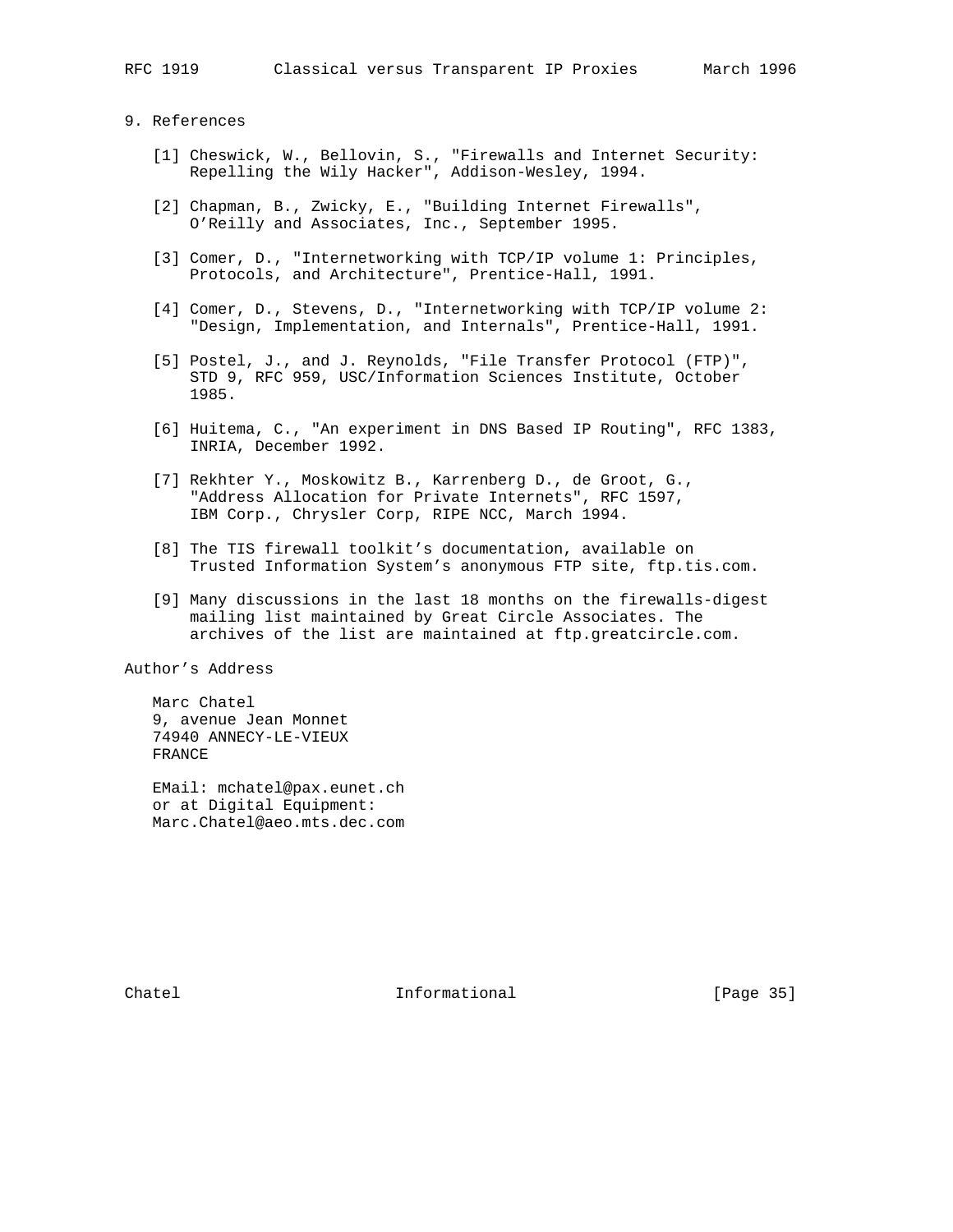## 9. References

[1] Cheswick, W., Bellovin, S., "Firewalls and Internet Security: Repelling the Wily Hacker", Addison-Wesley, 1994.

[2] Chapman, B., Zwicky, E., "Building Internet Firewalls", O'Reilly and Associates, Inc., September 1995.

[3] Comer, D., "Internetworking with TCP/IP volume 1: Principles, Protocols, and Architecture", Prentice-Hall, 1991.

[4] Comer, D., Stevens, D., "Internetworking with TCP/IP volume 2: "Design, Implementation, and Internals", Prentice-Hall, 1991.

[5] Postel, J., and J. Reynolds, "File Transfer Protocol (FTP)", STD 9, RFC 959, USC/Information Sciences Institute, October 1985.

[6] Huitema, C., "An experiment in DNS Based IP Routing", RFC 1383, INRIA, December 1992.

[7] Rekhter Y., Moskowitz B., Karrenberg D., de Groot, G., "Address Allocation for Private Internets", RFC 1597, IBM Corp., Chrysler Corp, RIPE NCC, March 1994.

[8] The TIS firewall toolkit's documentation, available on Trusted Information System's anonymous FTP site, ftp.tis.com.

[9] Many discussions in the last 18 months on the firewalls-digest mailing list maintained by Great Circle Associates. The archives of the list are maintained at ftp.greatcircle.com.

## Author's Address

Marc Chatel
9, avenue Jean Monnet
74940 ANNECY-LE-VIEUX
FRANCE

EMail: mchatel@pax.eunet.ch
or at Digital Equipment:
Marc.Chatel@aeo.mts.dec.com